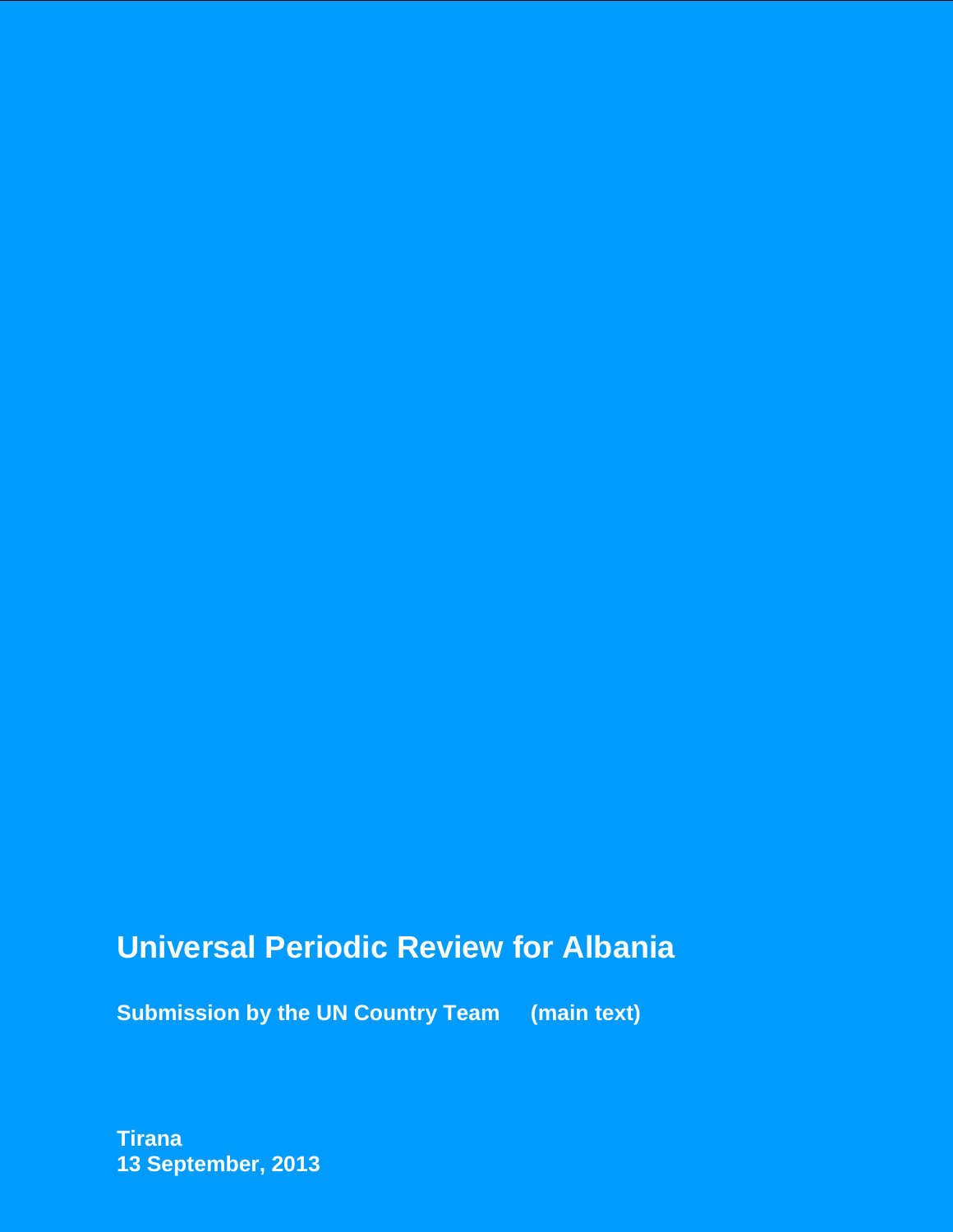# Universal Periodic Review for Albania

**Submission by the UN Country Team (main text)**

**Tirana**
**13 September, 2013**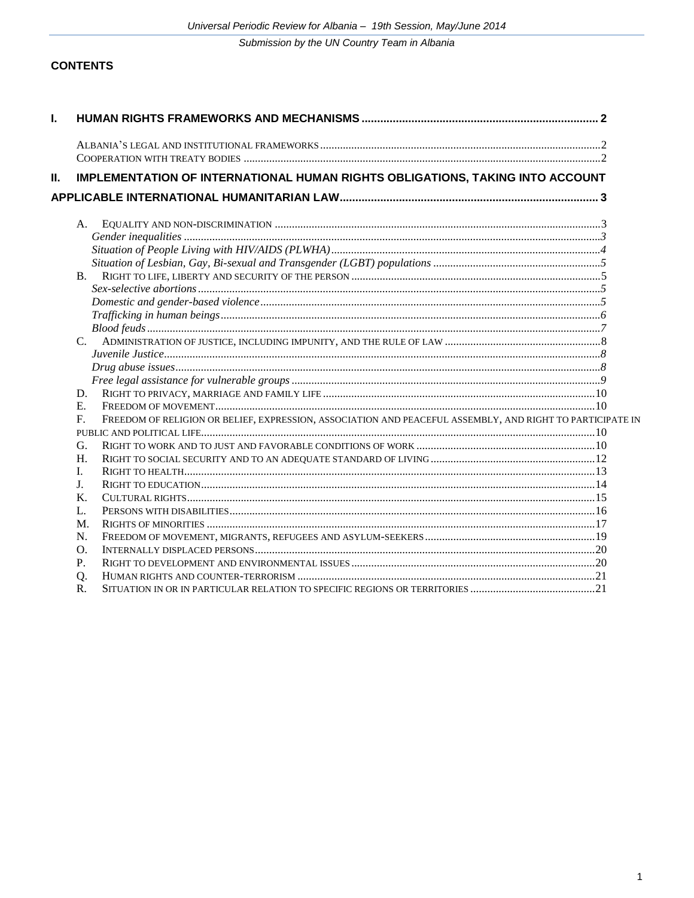## CONTENTS

**I. HUMAN RIGHTS FRAMEWORKS AND MECHANISMS ........................................................................ 2**

ALBANIA'S LEGAL AND INSTITUTIONAL FRAMEWORKS ........................................................................ 2
COOPERATION WITH TREATY BODIES ........................................................................ 2

**II. IMPLEMENTATION OF INTERNATIONAL HUMAN RIGHTS OBLIGATIONS, TAKING INTO ACCOUNT APPLICABLE INTERNATIONAL HUMANITARIAN LAW ........................................................................ 3**

A. EQUALITY AND NON-DISCRIMINATION ........................................................................ 3
*Gender inequalities ........................................................................ 3*
*Situation of People Living with HIV/AIDS (PLWHA) ........................................................................ 4*
*Situation of Lesbian, Gay, Bi-sexual and Transgender (LGBT) populations ........................................................................ 5*
B. RIGHT TO LIFE, LIBERTY AND SECURITY OF THE PERSON ........................................................................ 5
*Sex-selective abortions ........................................................................ 5*
*Domestic and gender-based violence ........................................................................ 5*
*Trafficking in human beings ........................................................................ 6*
*Blood feuds ........................................................................ 7*
C. ADMINISTRATION OF JUSTICE, INCLUDING IMPUNITY, AND THE RULE OF LAW ........................................................................ 8
*Juvenile Justice ........................................................................ 8*
*Drug abuse issues ........................................................................ 8*
*Free legal assistance for vulnerable groups ........................................................................ 9*
D. RIGHT TO PRIVACY, MARRIAGE AND FAMILY LIFE ........................................................................ 10
E. FREEDOM OF MOVEMENT ........................................................................ 10
F. FREEDOM OF RELIGION OR BELIEF, EXPRESSION, ASSOCIATION AND PEACEFUL ASSEMBLY, AND RIGHT TO PARTICIPATE IN PUBLIC AND POLITICAL LIFE ........................................................................ 10
G. RIGHT TO WORK AND TO JUST AND FAVORABLE CONDITIONS OF WORK ........................................................................ 10
H. RIGHT TO SOCIAL SECURITY AND TO AN ADEQUATE STANDARD OF LIVING ........................................................................ 12
I. RIGHT TO HEALTH ........................................................................ 13
J. RIGHT TO EDUCATION ........................................................................ 14
K. CULTURAL RIGHTS ........................................................................ 15
L. PERSONS WITH DISABILITIES ........................................................................ 16
M. RIGHTS OF MINORITIES ........................................................................ 17
N. FREEDOM OF MOVEMENT, MIGRANTS, REFUGEES AND ASYLUM-SEEKERS ........................................................................ 19
O. INTERNALLY DISPLACED PERSONS ........................................................................ 20
P. RIGHT TO DEVELOPMENT AND ENVIRONMENTAL ISSUES ........................................................................ 20
Q. HUMAN RIGHTS AND COUNTER-TERRORISM ........................................................................ 21
R. SITUATION IN OR IN PARTICULAR RELATION TO SPECIFIC REGIONS OR TERRITORIES ........................................................................ 21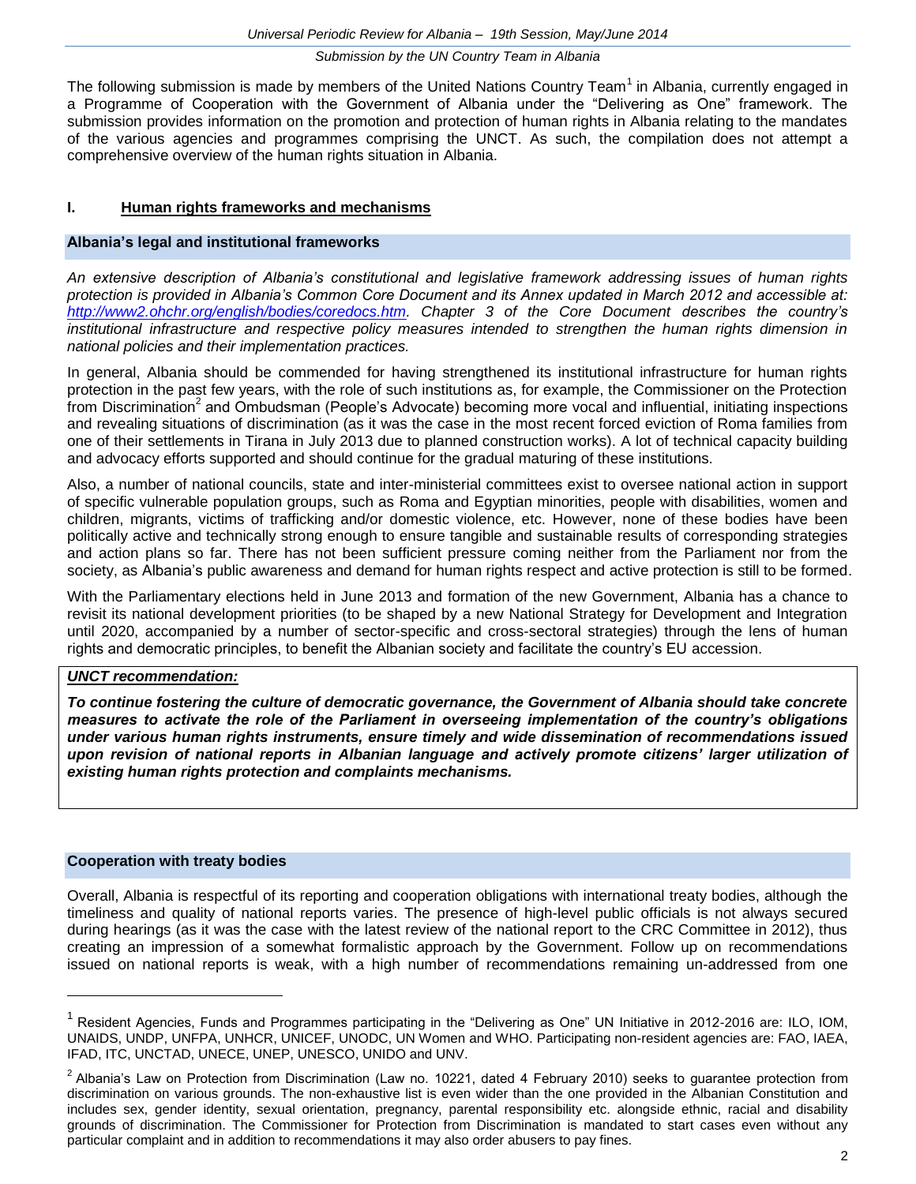The following submission is made by members of the United Nations Country Team[1] in Albania, currently engaged in a Programme of Cooperation with the Government of Albania under the "Delivering as One" framework. The submission provides information on the promotion and protection of human rights in Albania relating to the mandates of the various agencies and programmes comprising the UNCT. As such, the compilation does not attempt a comprehensive overview of the human rights situation in Albania.

## I. Human rights frameworks and mechanisms

### Albania's legal and institutional frameworks

*An extensive description of Albania's constitutional and legislative framework addressing issues of human rights protection is provided in Albania's Common Core Document and its Annex updated in March 2012 and accessible at: [http://www2.ohchr.org/english/bodies/coredocs.htm](http://www2.ohchr.org/english/bodies/coredocs.htm). Chapter 3 of the Core Document describes the country's institutional infrastructure and respective policy measures intended to strengthen the human rights dimension in national policies and their implementation practices.*

In general, Albania should be commended for having strengthened its institutional infrastructure for human rights protection in the past few years, with the role of such institutions as, for example, the Commissioner on the Protection from Discrimination[2] and Ombudsman (People's Advocate) becoming more vocal and influential, initiating inspections and revealing situations of discrimination (as it was the case in the most recent forced eviction of Roma families from one of their settlements in Tirana in July 2013 due to planned construction works). A lot of technical capacity building and advocacy efforts supported and should continue for the gradual maturing of these institutions.

Also, a number of national councils, state and inter-ministerial committees exist to oversee national action in support of specific vulnerable population groups, such as Roma and Egyptian minorities, people with disabilities, women and children, migrants, victims of trafficking and/or domestic violence, etc. However, none of these bodies have been politically active and technically strong enough to ensure tangible and sustainable results of corresponding strategies and action plans so far. There has not been sufficient pressure coming neither from the Parliament nor from the society, as Albania's public awareness and demand for human rights respect and active protection is still to be formed.

With the Parliamentary elections held in June 2013 and formation of the new Government, Albania has a chance to revisit its national development priorities (to be shaped by a new National Strategy for Development and Integration until 2020, accompanied by a number of sector-specific and cross-sectoral strategies) through the lens of human rights and democratic principles, to benefit the Albanian society and facilitate the country's EU accession.

***UNCT recommendation:***

***To continue fostering the culture of democratic governance, the Government of Albania should take concrete measures to activate the role of the Parliament in overseeing implementation of the country's obligations under various human rights instruments, ensure timely and wide dissemination of recommendations issued upon revision of national reports in Albanian language and actively promote citizens' larger utilization of existing human rights protection and complaints mechanisms.***

### Cooperation with treaty bodies

Overall, Albania is respectful of its reporting and cooperation obligations with international treaty bodies, although the timeliness and quality of national reports varies. The presence of high-level public officials is not always secured during hearings (as it was the case with the latest review of the national report to the CRC Committee in 2012), thus creating an impression of a somewhat formalistic approach by the Government. Follow up on recommendations issued on national reports is weak, with a high number of recommendations remaining un-addressed from one

---

[1] Resident Agencies, Funds and Programmes participating in the "Delivering as One" UN Initiative in 2012-2016 are: ILO, IOM, UNAIDS, UNDP, UNFPA, UNHCR, UNICEF, UNODC, UN Women and WHO. Participating non-resident agencies are: FAO, IAEA, IFAD, ITC, UNCTAD, UNECE, UNEP, UNESCO, UNIDO and UNV.

[2] Albania's Law on Protection from Discrimination (Law no. 10221, dated 4 February 2010) seeks to guarantee protection from discrimination on various grounds. The non-exhaustive list is even wider than the one provided in the Albanian Constitution and includes sex, gender identity, sexual orientation, pregnancy, parental responsibility etc. alongside ethnic, racial and disability grounds of discrimination. The Commissioner for Protection from Discrimination is mandated to start cases even without any particular complaint and in addition to recommendations it may also order abusers to pay fines.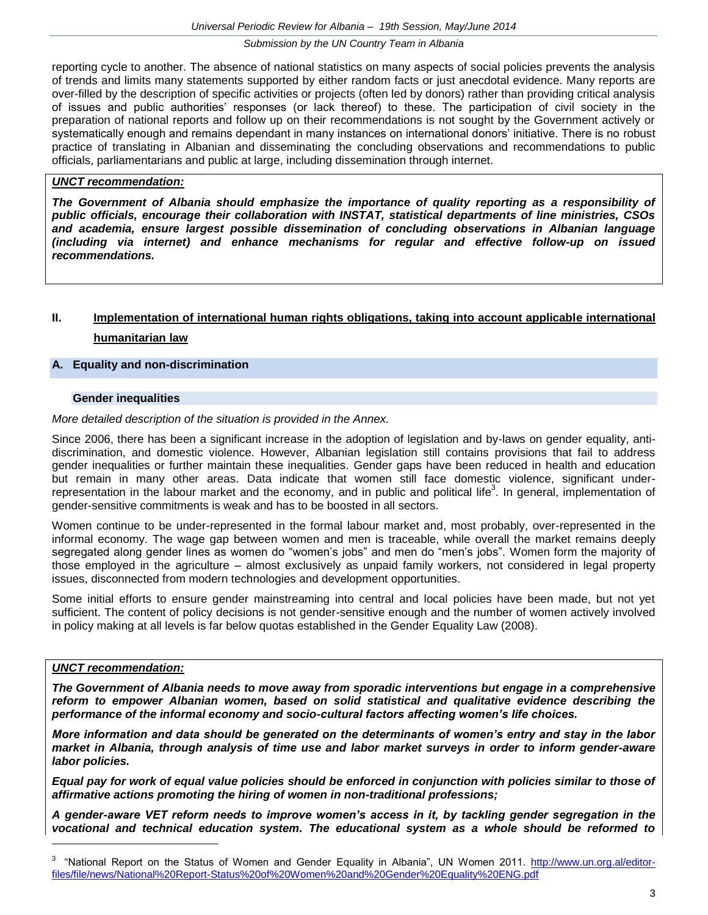reporting cycle to another. The absence of national statistics on many aspects of social policies prevents the analysis of trends and limits many statements supported by either random facts or just anecdotal evidence. Many reports are over-filled by the description of specific activities or projects (often led by donors) rather than providing critical analysis of issues and public authorities' responses (or lack thereof) to these. The participation of civil society in the preparation of national reports and follow up on their recommendations is not sought by the Government actively or systematically enough and remains dependant in many instances on international donors' initiative. There is no robust practice of translating in Albanian and disseminating the concluding observations and recommendations to public officials, parliamentarians and public at large, including dissemination through internet.

***UNCT recommendation:***

***The Government of Albania should emphasize the importance of quality reporting as a responsibility of public officials, encourage their collaboration with INSTAT, statistical departments of line ministries, CSOs and academia, ensure largest possible dissemination of concluding observations in Albanian language (including via internet) and enhance mechanisms for regular and effective follow-up on issued recommendations.***

## II. Implementation of international human rights obligations, taking into account applicable international humanitarian law

### A. Equality and non-discrimination

#### Gender inequalities

*More detailed description of the situation is provided in the Annex.*

Since 2006, there has been a significant increase in the adoption of legislation and by-laws on gender equality, anti-discrimination, and domestic violence. However, Albanian legislation still contains provisions that fail to address gender inequalities or further maintain these inequalities. Gender gaps have been reduced in health and education but remain in many other areas. Data indicate that women still face domestic violence, significant under-representation in the labour market and the economy, and in public and political life[3]. In general, implementation of gender-sensitive commitments is weak and has to be boosted in all sectors.

Women continue to be under-represented in the formal labour market and, most probably, over-represented in the informal economy. The wage gap between women and men is traceable, while overall the market remains deeply segregated along gender lines as women do "women's jobs" and men do "men's jobs". Women form the majority of those employed in the agriculture – almost exclusively as unpaid family workers, not considered in legal property issues, disconnected from modern technologies and development opportunities.

Some initial efforts to ensure gender mainstreaming into central and local policies have been made, but not yet sufficient. The content of policy decisions is not gender-sensitive enough and the number of women actively involved in policy making at all levels is far below quotas established in the Gender Equality Law (2008).

***UNCT recommendation:***

***The Government of Albania needs to move away from sporadic interventions but engage in a comprehensive reform to empower Albanian women, based on solid statistical and qualitative evidence describing the performance of the informal economy and socio-cultural factors affecting women's life choices.***

***More information and data should be generated on the determinants of women's entry and stay in the labor market in Albania, through analysis of time use and labor market surveys in order to inform gender-aware labor policies.***

***Equal pay for work of equal value policies should be enforced in conjunction with policies similar to those of affirmative actions promoting the hiring of women in non-traditional professions;***

***A gender-aware VET reform needs to improve women's access in it, by tackling gender segregation in the vocational and technical education system. The educational system as a whole should be reformed to***

---

[3] "National Report on the Status of Women and Gender Equality in Albania", UN Women 2011. http://www.un.org.al/editor-files/file/news/National%20Report-Status%20of%20Women%20and%20Gender%20Equality%20ENG.pdf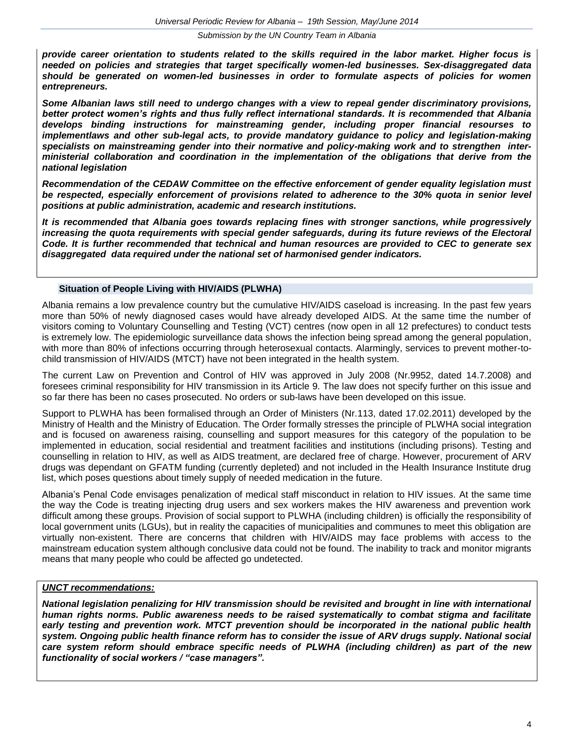***provide career orientation to students related to the skills required in the labor market. Higher focus is needed on policies and strategies that target specifically women-led businesses. Sex-disaggregated data should be generated on women-led businesses in order to formulate aspects of policies for women entrepreneurs.***

***Some Albanian laws still need to undergo changes with a view to repeal gender discriminatory provisions, better protect women's rights and thus fully reflect international standards. It is recommended that Albania develops binding instructions for mainstreaming gender, including proper financial resourses to implementlaws and other sub-legal acts, to provide mandatory guidance to policy and legislation-making specialists on mainstreaming gender into their normative and policy-making work and to strengthen inter-ministerial collaboration and coordination in the implementation of the obligations that derive from the national legislation***

***Recommendation of the CEDAW Committee on the effective enforcement of gender equality legislation must be respected, especially enforcement of provisions related to adherence to the 30% quota in senior level positions at public administration, academic and research institutions.***

***It is recommended that Albania goes towards replacing fines with stronger sanctions, while progressively increasing the quota requirements with special gender safeguards, during its future reviews of the Electoral Code. It is further recommended that technical and human resources are provided to CEC to generate sex disaggregated data required under the national set of harmonised gender indicators.***

### Situation of People Living with HIV/AIDS (PLWHA)

Albania remains a low prevalence country but the cumulative HIV/AIDS caseload is increasing. In the past few years more than 50% of newly diagnosed cases would have already developed AIDS. At the same time the number of visitors coming to Voluntary Counselling and Testing (VCT) centres (now open in all 12 prefectures) to conduct tests is extremely low. The epidemiologic surveillance data shows the infection being spread among the general population, with more than 80% of infections occurring through heterosexual contacts. Alarmingly, services to prevent mother-to-child transmission of HIV/AIDS (MTCT) have not been integrated in the health system.

The current Law on Prevention and Control of HIV was approved in July 2008 (Nr.9952, dated 14.7.2008) and foresees criminal responsibility for HIV transmission in its Article 9. The law does not specify further on this issue and so far there has been no cases prosecuted. No orders or sub-laws have been developed on this issue.

Support to PLWHA has been formalised through an Order of Ministers (Nr.113, dated 17.02.2011) developed by the Ministry of Health and the Ministry of Education. The Order formally stresses the principle of PLWHA social integration and is focused on awareness raising, counselling and support measures for this category of the population to be implemented in education, social residential and treatment facilities and institutions (including prisons). Testing and counselling in relation to HIV, as well as AIDS treatment, are declared free of charge. However, procurement of ARV drugs was dependant on GFATM funding (currently depleted) and not included in the Health Insurance Institute drug list, which poses questions about timely supply of needed medication in the future.

Albania's Penal Code envisages penalization of medical staff misconduct in relation to HIV issues. At the same time the way the Code is treating injecting drug users and sex workers makes the HIV awareness and prevention work difficult among these groups. Provision of social support to PLWHA (including children) is officially the responsibility of local government units (LGUs), but in reality the capacities of municipalities and communes to meet this obligation are virtually non-existent. There are concerns that children with HIV/AIDS may face problems with access to the mainstream education system although conclusive data could not be found. The inability to track and monitor migrants means that many people who could be affected go undetected.

***UNCT recommendations:***

***National legislation penalizing for HIV transmission should be revisited and brought in line with international human rights norms. Public awareness needs to be raised systematically to combat stigma and facilitate early testing and prevention work. MTCT prevention should be incorporated in the national public health system. Ongoing public health finance reform has to consider the issue of ARV drugs supply. National social care system reform should embrace specific needs of PLWHA (including children) as part of the new functionality of social workers / "case managers".***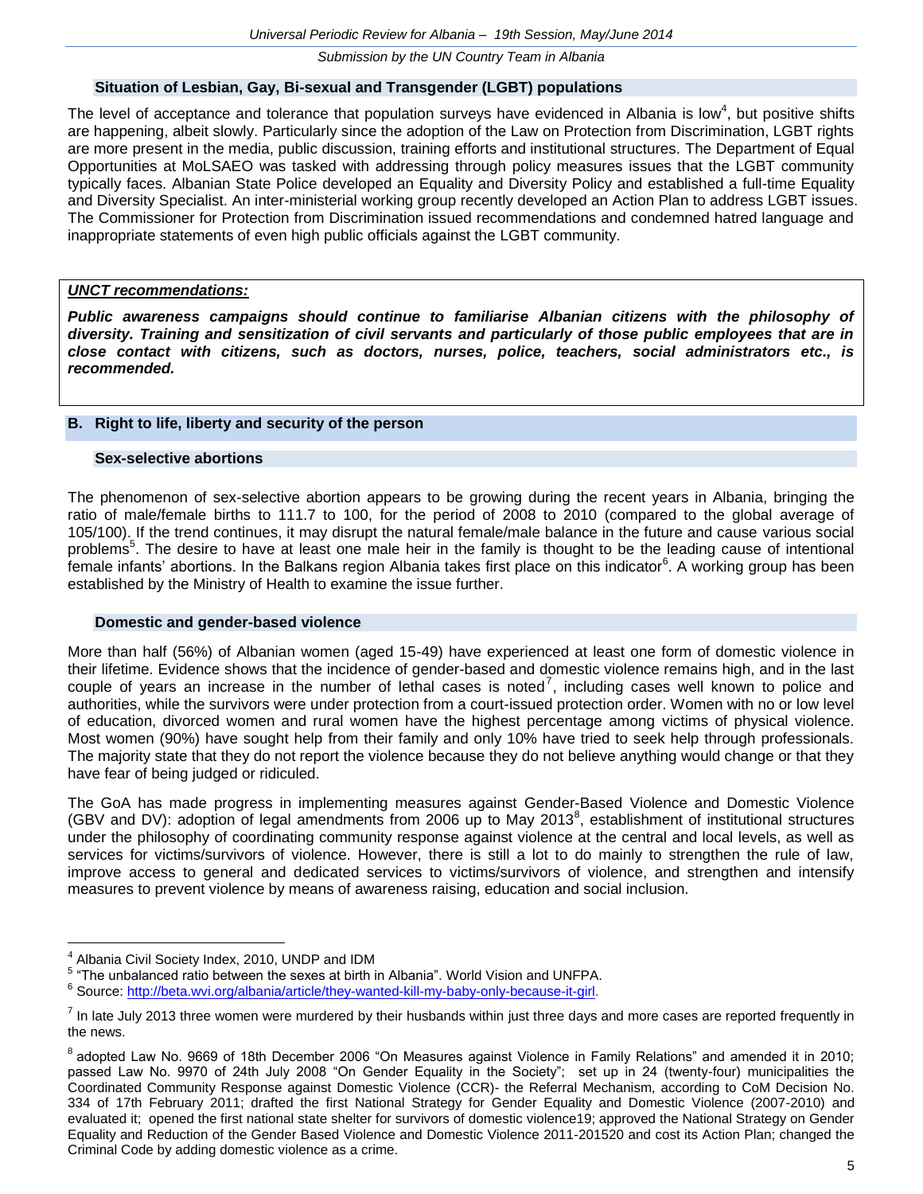### Situation of Lesbian, Gay, Bi-sexual and Transgender (LGBT) populations

The level of acceptance and tolerance that population surveys have evidenced in Albania is low[4], but positive shifts are happening, albeit slowly. Particularly since the adoption of the Law on Protection from Discrimination, LGBT rights are more present in the media, public discussion, training efforts and institutional structures. The Department of Equal Opportunities at MoLSAEO was tasked with addressing through policy measures issues that the LGBT community typically faces. Albanian State Police developed an Equality and Diversity Policy and established a full-time Equality and Diversity Specialist. An inter-ministerial working group recently developed an Action Plan to address LGBT issues. The Commissioner for Protection from Discrimination issued recommendations and condemned hatred language and inappropriate statements of even high public officials against the LGBT community.

***UNCT recommendations:***

***Public awareness campaigns should continue to familiarise Albanian citizens with the philosophy of diversity. Training and sensitization of civil servants and particularly of those public employees that are in close contact with citizens, such as doctors, nurses, police, teachers, social administrators etc., is recommended.***

## B. Right to life, liberty and security of the person

### Sex-selective abortions

The phenomenon of sex-selective abortion appears to be growing during the recent years in Albania, bringing the ratio of male/female births to 111.7 to 100, for the period of 2008 to 2010 (compared to the global average of 105/100). If the trend continues, it may disrupt the natural female/male balance in the future and cause various social problems[5]. The desire to have at least one male heir in the family is thought to be the leading cause of intentional female infants' abortions. In the Balkans region Albania takes first place on this indicator[6]. A working group has been established by the Ministry of Health to examine the issue further.

### Domestic and gender-based violence

More than half (56%) of Albanian women (aged 15-49) have experienced at least one form of domestic violence in their lifetime. Evidence shows that the incidence of gender-based and domestic violence remains high, and in the last couple of years an increase in the number of lethal cases is noted[7], including cases well known to police and authorities, while the survivors were under protection from a court-issued protection order. Women with no or low level of education, divorced women and rural women have the highest percentage among victims of physical violence. Most women (90%) have sought help from their family and only 10% have tried to seek help through professionals. The majority state that they do not report the violence because they do not believe anything would change or that they have fear of being judged or ridiculed.

The GoA has made progress in implementing measures against Gender-Based Violence and Domestic Violence (GBV and DV): adoption of legal amendments from 2006 up to May 2013[8], establishment of institutional structures under the philosophy of coordinating community response against violence at the central and local levels, as well as services for victims/survivors of violence. However, there is still a lot to do mainly to strengthen the rule of law, improve access to general and dedicated services to victims/survivors of violence, and strengthen and intensify measures to prevent violence by means of awareness raising, education and social inclusion.

---

[4] Albania Civil Society Index, 2010, UNDP and IDM

[5] "The unbalanced ratio between the sexes at birth in Albania". World Vision and UNFPA.

[6] Source: http://beta.wvi.org/albania/article/they-wanted-kill-my-baby-only-because-it-girl.

[7] In late July 2013 three women were murdered by their husbands within just three days and more cases are reported frequently in the news.

[8] adopted Law No. 9669 of 18th December 2006 "On Measures against Violence in Family Relations" and amended it in 2010; passed Law No. 9970 of 24th July 2008 "On Gender Equality in the Society"; set up in 24 (twenty-four) municipalities the Coordinated Community Response against Domestic Violence (CCR)- the Referral Mechanism, according to CoM Decision No. 334 of 17th February 2011; drafted the first National Strategy for Gender Equality and Domestic Violence (2007-2010) and evaluated it; opened the first national state shelter for survivors of domestic violence19; approved the National Strategy on Gender Equality and Reduction of the Gender Based Violence and Domestic Violence 2011-201520 and cost its Action Plan; changed the Criminal Code by adding domestic violence as a crime.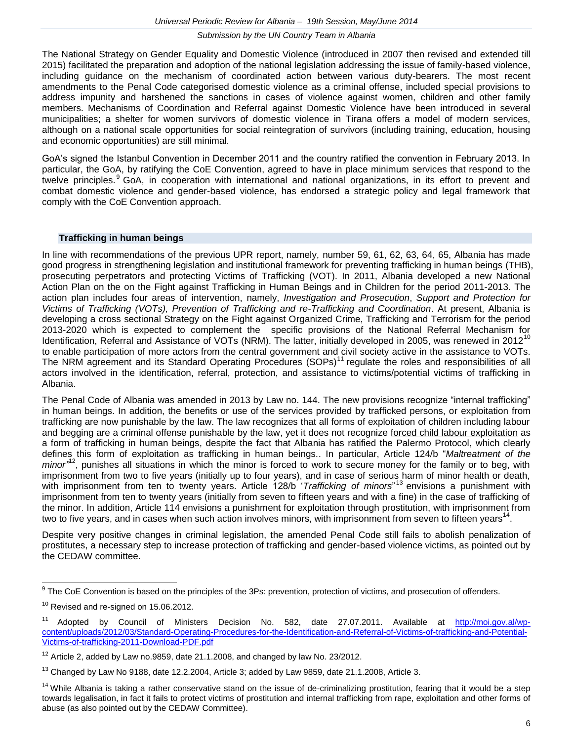The National Strategy on Gender Equality and Domestic Violence (introduced in 2007 then revised and extended till 2015) facilitated the preparation and adoption of the national legislation addressing the issue of family-based violence, including guidance on the mechanism of coordinated action between various duty-bearers. The most recent amendments to the Penal Code categorised domestic violence as a criminal offense, included special provisions to address impunity and harshened the sanctions in cases of violence against women, children and other family members. Mechanisms of Coordination and Referral against Domestic Violence have been introduced in several municipalities; a shelter for women survivors of domestic violence in Tirana offers a model of modern services, although on a national scale opportunities for social reintegration of survivors (including training, education, housing and economic opportunities) are still minimal.

GoA's signed the Istanbul Convention in December 2011 and the country ratified the convention in February 2013. In particular, the GoA, by ratifying the CoE Convention, agreed to have in place minimum services that respond to the twelve principles.[9] GoA, in cooperation with international and national organizations, in its effort to prevent and combat domestic violence and gender-based violence, has endorsed a strategic policy and legal framework that comply with the CoE Convention approach.

### Trafficking in human beings

In line with recommendations of the previous UPR report, namely, number 59, 61, 62, 63, 64, 65, Albania has made good progress in strengthening legislation and institutional framework for preventing trafficking in human beings (THB), prosecuting perpetrators and protecting Victims of Trafficking (VOT). In 2011, Albania developed a new National Action Plan on the on the Fight against Trafficking in Human Beings and in Children for the period 2011-2013. The action plan includes four areas of intervention, namely, *Investigation and Prosecution*, *Support and Protection for Victims of Trafficking (VOTs), Prevention of Trafficking and re-Trafficking and Coordination*. At present, Albania is developing a cross sectional Strategy on the Fight against Organized Crime, Trafficking and Terrorism for the period 2013-2020 which is expected to complement the specific provisions of the National Referral Mechanism for Identification, Referral and Assistance of VOTs (NRM). The latter, initially developed in 2005, was renewed in 2012[10] to enable participation of more actors from the central government and civil society active in the assistance to VOTs. The NRM agreement and its Standard Operating Procedures (SOPs)[11] regulate the roles and responsibilities of all actors involved in the identification, referral, protection, and assistance to victims/potential victims of trafficking in Albania.

The Penal Code of Albania was amended in 2013 by Law no. 144. The new provisions recognize "internal trafficking" in human beings. In addition, the benefits or use of the services provided by trafficked persons, or exploitation from trafficking are now punishable by the law. The law recognizes that all forms of exploitation of children including labour and begging are a criminal offense punishable by the law, yet it does not recognize forced child labour exploitation as a form of trafficking in human beings, despite the fact that Albania has ratified the Palermo Protocol, which clearly defines this form of exploitation as trafficking in human beings.. In particular, Article 124/b "*Maltreatment of the minor*"[12], punishes all situations in which the minor is forced to work to secure money for the family or to beg, with imprisonment from two to five years (initially up to four years), and in case of serious harm of minor health or death, with imprisonment from ten to twenty years. Article 128/b '*Trafficking of minors*"[13] envisions a punishment with imprisonment from ten to twenty years (initially from seven to fifteen years and with a fine) in the case of trafficking of the minor. In addition, Article 114 envisions a punishment for exploitation through prostitution, with imprisonment from two to five years, and in cases when such action involves minors, with imprisonment from seven to fifteen years[14].

Despite very positive changes in criminal legislation, the amended Penal Code still fails to abolish penalization of prostitutes, a necessary step to increase protection of trafficking and gender-based violence victims, as pointed out by the CEDAW committee.

---

[9] The CoE Convention is based on the principles of the 3Ps: prevention, protection of victims, and prosecution of offenders.

[10] Revised and re-signed on 15.06.2012.

[11] Adopted by Council of Ministers Decision No. 582, date 27.07.2011. Available at http://moi.gov.al/wp-content/uploads/2012/03/Standard-Operating-Procedures-for-the-Identification-and-Referral-of-Victims-of-trafficking-and-Potential-Victims-of-trafficking-2011-Download-PDF.pdf

[12] Article 2, added by Law no.9859, date 21.1.2008, and changed by law No. 23/2012.

[13] Changed by Law No 9188, date 12.2.2004, Article 3; added by Law 9859, date 21.1.2008, Article 3.

[14] While Albania is taking a rather conservative stand on the issue of de-criminalizing prostitution, fearing that it would be a step towards legalisation, in fact it fails to protect victims of prostitution and internal trafficking from rape, exploitation and other forms of abuse (as also pointed out by the CEDAW Committee).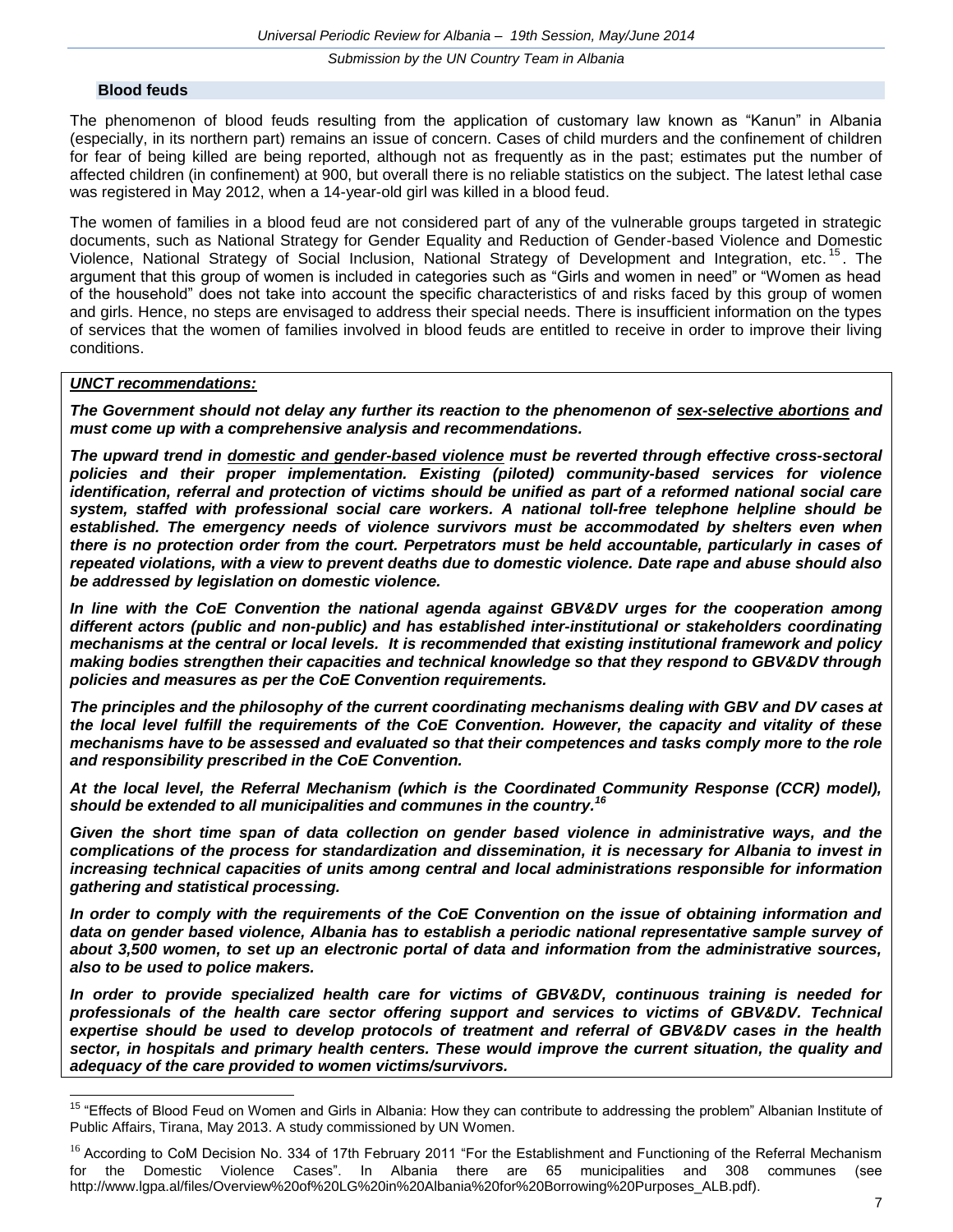### Blood feuds

The phenomenon of blood feuds resulting from the application of customary law known as "Kanun" in Albania (especially, in its northern part) remains an issue of concern. Cases of child murders and the confinement of children for fear of being killed are being reported, although not as frequently as in the past; estimates put the number of affected children (in confinement) at 900, but overall there is no reliable statistics on the subject. The latest lethal case was registered in May 2012, when a 14-year-old girl was killed in a blood feud.

The women of families in a blood feud are not considered part of any of the vulnerable groups targeted in strategic documents, such as National Strategy for Gender Equality and Reduction of Gender-based Violence and Domestic Violence, National Strategy of Social Inclusion, National Strategy of Development and Integration, etc.[15]. The argument that this group of women is included in categories such as "Girls and women in need" or "Women as head of the household" does not take into account the specific characteristics of and risks faced by this group of women and girls. Hence, no steps are envisaged to address their special needs. There is insufficient information on the types of services that the women of families involved in blood feuds are entitled to receive in order to improve their living conditions.

***UNCT recommendations:***

***The Government should not delay any further its reaction to the phenomenon of sex-selective abortions and must come up with a comprehensive analysis and recommendations.***

***The upward trend in domestic and gender-based violence must be reverted through effective cross-sectoral policies and their proper implementation. Existing (piloted) community-based services for violence identification, referral and protection of victims should be unified as part of a reformed national social care system, staffed with professional social care workers. A national toll-free telephone helpline should be established. The emergency needs of violence survivors must be accommodated by shelters even when there is no protection order from the court. Perpetrators must be held accountable, particularly in cases of repeated violations, with a view to prevent deaths due to domestic violence. Date rape and abuse should also be addressed by legislation on domestic violence.***

***In line with the CoE Convention the national agenda against GBV&DV urges for the cooperation among different actors (public and non-public) and has established inter-institutional or stakeholders coordinating mechanisms at the central or local levels. It is recommended that existing institutional framework and policy making bodies strengthen their capacities and technical knowledge so that they respond to GBV&DV through policies and measures as per the CoE Convention requirements.***

***The principles and the philosophy of the current coordinating mechanisms dealing with GBV and DV cases at the local level fulfill the requirements of the CoE Convention. However, the capacity and vitality of these mechanisms have to be assessed and evaluated so that their competences and tasks comply more to the role and responsibility prescribed in the CoE Convention.***

***At the local level, the Referral Mechanism (which is the Coordinated Community Response (CCR) model), should be extended to all municipalities and communes in the country.[16]***

***Given the short time span of data collection on gender based violence in administrative ways, and the complications of the process for standardization and dissemination, it is necessary for Albania to invest in increasing technical capacities of units among central and local administrations responsible for information gathering and statistical processing.***

***In order to comply with the requirements of the CoE Convention on the issue of obtaining information and data on gender based violence, Albania has to establish a periodic national representative sample survey of about 3,500 women, to set up an electronic portal of data and information from the administrative sources, also to be used to police makers.***

***In order to provide specialized health care for victims of GBV&DV, continuous training is needed for professionals of the health care sector offering support and services to victims of GBV&DV. Technical expertise should be used to develop protocols of treatment and referral of GBV&DV cases in the health sector, in hospitals and primary health centers. These would improve the current situation, the quality and adequacy of the care provided to women victims/survivors.***

---

[15] "Effects of Blood Feud on Women and Girls in Albania: How they can contribute to addressing the problem" Albanian Institute of Public Affairs, Tirana, May 2013. A study commissioned by UN Women.

[16] According to CoM Decision No. 334 of 17th February 2011 "For the Establishment and Functioning of the Referral Mechanism for the Domestic Violence Cases". In Albania there are 65 municipalities and 308 communes (see http://www.lgpa.al/files/Overview%20of%20LG%20in%20Albania%20for%20Borrowing%20Purposes_ALB.pdf).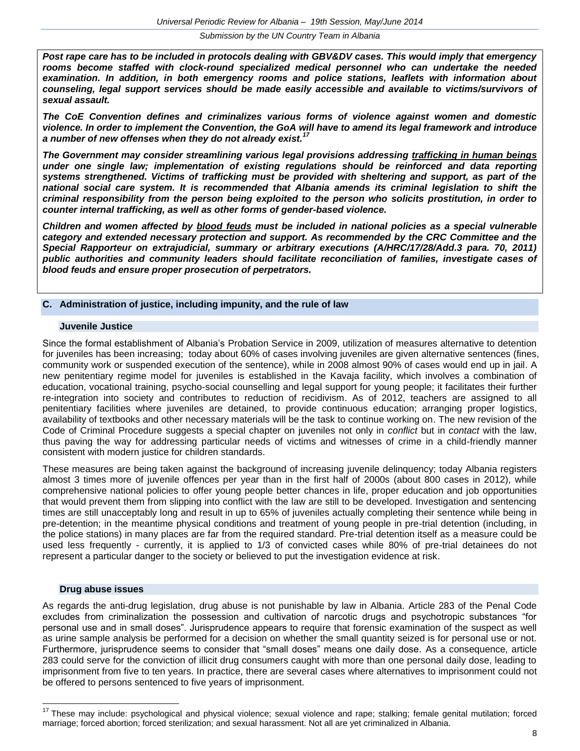***Post rape care has to be included in protocols dealing with GBV&DV cases. This would imply that emergency rooms become staffed with clock-round specialized medical personnel who can undertake the needed examination. In addition, in both emergency rooms and police stations, leaflets with information about counseling, legal support services should be made easily accessible and available to victims/survivors of sexual assault.***

***The CoE Convention defines and criminalizes various forms of violence against women and domestic violence. In order to implement the Convention, the GoA will have to amend its legal framework and introduce a number of new offenses when they do not already exist.[17]***

***The Government may consider streamlining various legal provisions addressing <u>trafficking in human beings</u> under one single law; implementation of existing regulations should be reinforced and data reporting systems strengthened. Victims of trafficking must be provided with sheltering and support, as part of the national social care system. It is recommended that Albania amends its criminal legislation to shift the criminal responsibility from the person being exploited to the person who solicits prostitution, in order to counter internal trafficking, as well as other forms of gender-based violence.***

***Children and women affected by <u>blood feuds</u> must be included in national policies as a special vulnerable category and extended necessary protection and support. As recommended by the CRC Committee and the Special Rapporteur on extrajudicial, summary or arbitrary executions (A/HRC/17/28/Add.3 para. 70, 2011) public authorities and community leaders should facilitate reconciliation of families, investigate cases of blood feuds and ensure proper prosecution of perpetrators.***

## C. Administration of justice, including impunity, and the rule of law

### Juvenile Justice

Since the formal establishment of Albania's Probation Service in 2009, utilization of measures alternative to detention for juveniles has been increasing; today about 60% of cases involving juveniles are given alternative sentences (fines, community work or suspended execution of the sentence), while in 2008 almost 90% of cases would end up in jail. A new penitentiary regime model for juveniles is established in the Kavaja facility, which involves a combination of education, vocational training, psycho-social counselling and legal support for young people; it facilitates their further re-integration into society and contributes to reduction of recidivism. As of 2012, teachers are assigned to all penitentiary facilities where juveniles are detained, to provide continuous education; arranging proper logistics, availability of textbooks and other necessary materials will be the task to continue working on. The new revision of the Code of Criminal Procedure suggests a special chapter on juveniles not only in *conflict* but in *contact* with the law, thus paving the way for addressing particular needs of victims and witnesses of crime in a child-friendly manner consistent with modern justice for children standards.

These measures are being taken against the background of increasing juvenile delinquency; today Albania registers almost 3 times more of juvenile offences per year than in the first half of 2000s (about 800 cases in 2012), while comprehensive national policies to offer young people better chances in life, proper education and job opportunities that would prevent them from slipping into conflict with the law are still to be developed. Investigation and sentencing times are still unacceptably long and result in up to 65% of juveniles actually completing their sentence while being in pre-detention; in the meantime physical conditions and treatment of young people in pre-trial detention (including, in the police stations) in many places are far from the required standard. Pre-trial detention itself as a measure could be used less frequently - currently, it is applied to 1/3 of convicted cases while 80% of pre-trial detainees do not represent a particular danger to the society or believed to put the investigation evidence at risk.

### Drug abuse issues

As regards the anti-drug legislation, drug abuse is not punishable by law in Albania. Article 283 of the Penal Code excludes from criminalization the possession and cultivation of narcotic drugs and psychotropic substances "for personal use and in small doses". Jurisprudence appears to require that forensic examination of the suspect as well as urine sample analysis be performed for a decision on whether the small quantity seized is for personal use or not. Furthermore, jurisprudence seems to consider that "small doses" means one daily dose. As a consequence, article 283 could serve for the conviction of illicit drug consumers caught with more than one personal daily dose, leading to imprisonment from five to ten years. In practice, there are several cases where alternatives to imprisonment could not be offered to persons sentenced to five years of imprisonment.

---

[17] These may include: psychological and physical violence; sexual violence and rape; stalking; female genital mutilation; forced marriage; forced abortion; forced sterilization; and sexual harassment. Not all are yet criminalized in Albania.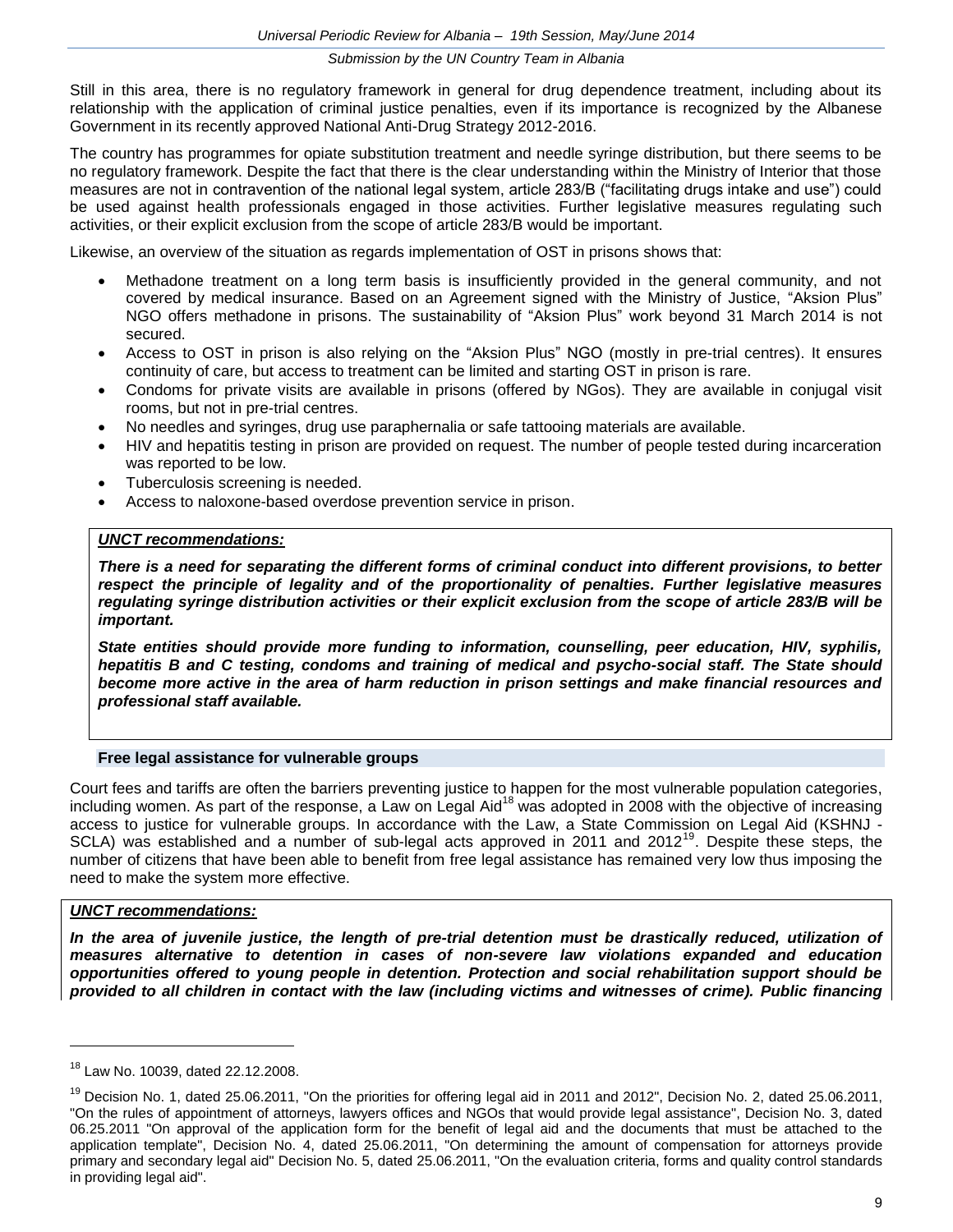Still in this area, there is no regulatory framework in general for drug dependence treatment, including about its relationship with the application of criminal justice penalties, even if its importance is recognized by the Albanese Government in its recently approved National Anti-Drug Strategy 2012-2016.

The country has programmes for opiate substitution treatment and needle syringe distribution, but there seems to be no regulatory framework. Despite the fact that there is the clear understanding within the Ministry of Interior that those measures are not in contravention of the national legal system, article 283/B ("facilitating drugs intake and use") could be used against health professionals engaged in those activities. Further legislative measures regulating such activities, or their explicit exclusion from the scope of article 283/B would be important.

Likewise, an overview of the situation as regards implementation of OST in prisons shows that:

- Methadone treatment on a long term basis is insufficiently provided in the general community, and not covered by medical insurance. Based on an Agreement signed with the Ministry of Justice, "Aksion Plus" NGO offers methadone in prisons. The sustainability of "Aksion Plus" work beyond 31 March 2014 is not secured.
- Access to OST in prison is also relying on the "Aksion Plus" NGO (mostly in pre-trial centres). It ensures continuity of care, but access to treatment can be limited and starting OST in prison is rare.
- Condoms for private visits are available in prisons (offered by NGos). They are available in conjugal visit rooms, but not in pre-trial centres.
- No needles and syringes, drug use paraphernalia or safe tattooing materials are available.
- HIV and hepatitis testing in prison are provided on request. The number of people tested during incarceration was reported to be low.
- Tuberculosis screening is needed.
- Access to naloxone-based overdose prevention service in prison.

***UNCT recommendations:***

***There is a need for separating the different forms of criminal conduct into different provisions, to better respect the principle of legality and of the proportionality of penalties. Further legislative measures regulating syringe distribution activities or their explicit exclusion from the scope of article 283/B will be important.***

***State entities should provide more funding to information, counselling, peer education, HIV, syphilis, hepatitis B and C testing, condoms and training of medical and psycho-social staff. The State should become more active in the area of harm reduction in prison settings and make financial resources and professional staff available.***

### Free legal assistance for vulnerable groups

Court fees and tariffs are often the barriers preventing justice to happen for the most vulnerable population categories, including women. As part of the response, a Law on Legal Aid[18] was adopted in 2008 with the objective of increasing access to justice for vulnerable groups. In accordance with the Law, a State Commission on Legal Aid (KSHNJ - SCLA) was established and a number of sub-legal acts approved in 2011 and 2012[19]. Despite these steps, the number of citizens that have been able to benefit from free legal assistance has remained very low thus imposing the need to make the system more effective.

***UNCT recommendations:***

***In the area of juvenile justice, the length of pre-trial detention must be drastically reduced, utilization of measures alternative to detention in cases of non-severe law violations expanded and education opportunities offered to young people in detention. Protection and social rehabilitation support should be provided to all children in contact with the law (including victims and witnesses of crime). Public financing***

---

[18] Law No. 10039, dated 22.12.2008.

[19] Decision No. 1, dated 25.06.2011, "On the priorities for offering legal aid in 2011 and 2012", Decision No. 2, dated 25.06.2011, "On the rules of appointment of attorneys, lawyers offices and NGOs that would provide legal assistance", Decision No. 3, dated 06.25.2011 "On approval of the application form for the benefit of legal aid and the documents that must be attached to the application template", Decision No. 4, dated 25.06.2011, "On determining the amount of compensation for attorneys provide primary and secondary legal aid" Decision No. 5, dated 25.06.2011, "On the evaluation criteria, forms and quality control standards in providing legal aid".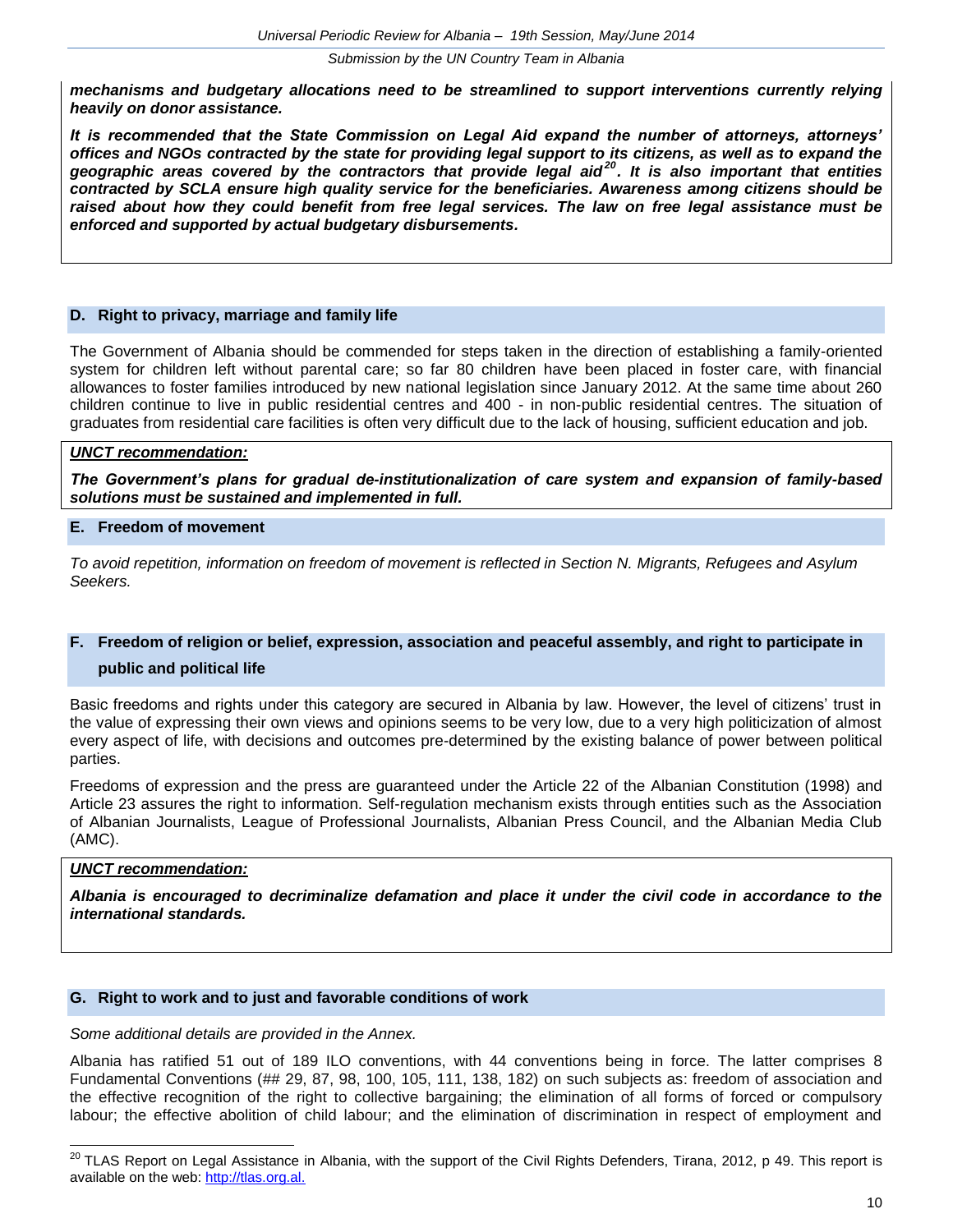***mechanisms and budgetary allocations need to be streamlined to support interventions currently relying heavily on donor assistance.***

***It is recommended that the State Commission on Legal Aid expand the number of attorneys, attorneys' offices and NGOs contracted by the state for providing legal support to its citizens, as well as to expand the geographic areas covered by the contractors that provide legal aid[20]. It is also important that entities contracted by SCLA ensure high quality service for the beneficiaries. Awareness among citizens should be raised about how they could benefit from free legal services. The law on free legal assistance must be enforced and supported by actual budgetary disbursements.***

## D. Right to privacy, marriage and family life

The Government of Albania should be commended for steps taken in the direction of establishing a family-oriented system for children left without parental care; so far 80 children have been placed in foster care, with financial allowances to foster families introduced by new national legislation since January 2012. At the same time about 260 children continue to live in public residential centres and 400 - in non-public residential centres. The situation of graduates from residential care facilities is often very difficult due to the lack of housing, sufficient education and job.

***UNCT recommendation:***

***The Government's plans for gradual de-institutionalization of care system and expansion of family-based solutions must be sustained and implemented in full.***

## E. Freedom of movement

*To avoid repetition, information on freedom of movement is reflected in Section N. Migrants, Refugees and Asylum Seekers.*

## F. Freedom of religion or belief, expression, association and peaceful assembly, and right to participate in public and political life

Basic freedoms and rights under this category are secured in Albania by law. However, the level of citizens' trust in the value of expressing their own views and opinions seems to be very low, due to a very high politicization of almost every aspect of life, with decisions and outcomes pre-determined by the existing balance of power between political parties.

Freedoms of expression and the press are guaranteed under the Article 22 of the Albanian Constitution (1998) and Article 23 assures the right to information. Self-regulation mechanism exists through entities such as the Association of Albanian Journalists, League of Professional Journalists, Albanian Press Council, and the Albanian Media Club (AMC).

***UNCT recommendation:***

***Albania is encouraged to decriminalize defamation and place it under the civil code in accordance to the international standards.***

## G. Right to work and to just and favorable conditions of work

*Some additional details are provided in the Annex.*

Albania has ratified 51 out of 189 ILO conventions, with 44 conventions being in force. The latter comprises 8 Fundamental Conventions (## 29, 87, 98, 100, 105, 111, 138, 182) on such subjects as: freedom of association and the effective recognition of the right to collective bargaining; the elimination of all forms of forced or compulsory labour; the effective abolition of child labour; and the elimination of discrimination in respect of employment and

---

[20] TLAS Report on Legal Assistance in Albania, with the support of the Civil Rights Defenders, Tirana, 2012, p 49. This report is available on the web: http://tlas.org.al.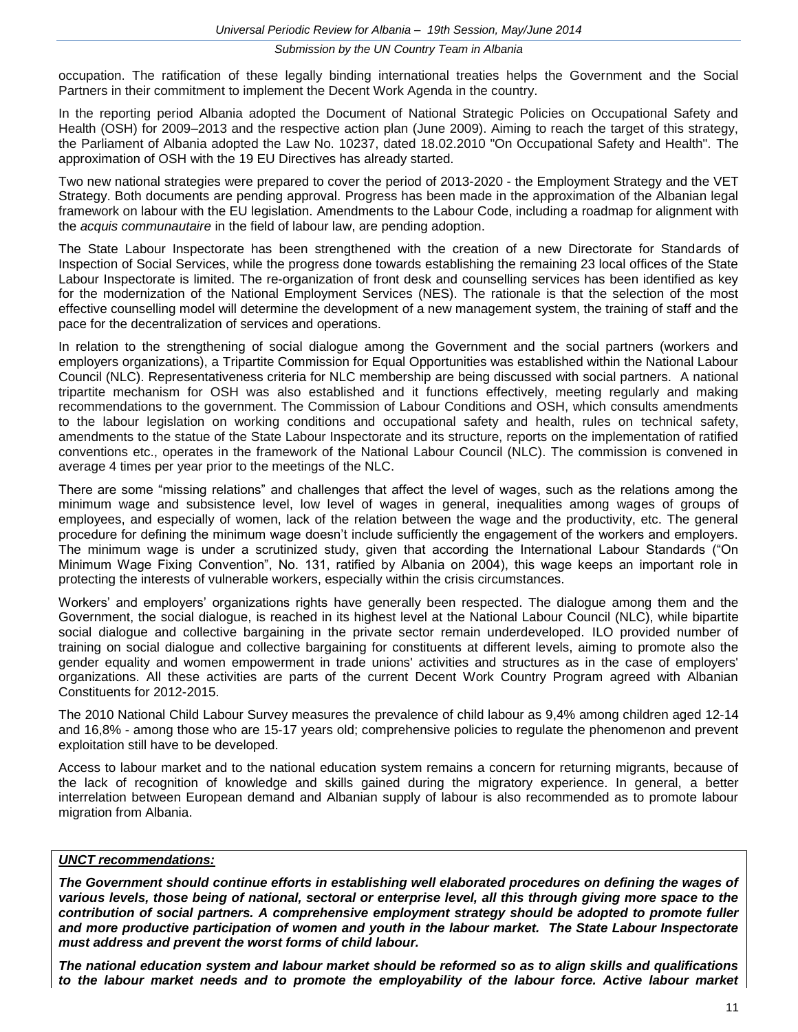occupation. The ratification of these legally binding international treaties helps the Government and the Social Partners in their commitment to implement the Decent Work Agenda in the country.

In the reporting period Albania adopted the Document of National Strategic Policies on Occupational Safety and Health (OSH) for 2009–2013 and the respective action plan (June 2009). Aiming to reach the target of this strategy, the Parliament of Albania adopted the Law No. 10237, dated 18.02.2010 "On Occupational Safety and Health". The approximation of OSH with the 19 EU Directives has already started.

Two new national strategies were prepared to cover the period of 2013-2020 - the Employment Strategy and the VET Strategy. Both documents are pending approval. Progress has been made in the approximation of the Albanian legal framework on labour with the EU legislation. Amendments to the Labour Code, including a roadmap for alignment with the *acquis communautaire* in the field of labour law, are pending adoption.

The State Labour Inspectorate has been strengthened with the creation of a new Directorate for Standards of Inspection of Social Services, while the progress done towards establishing the remaining 23 local offices of the State Labour Inspectorate is limited. The re-organization of front desk and counselling services has been identified as key for the modernization of the National Employment Services (NES). The rationale is that the selection of the most effective counselling model will determine the development of a new management system, the training of staff and the pace for the decentralization of services and operations.

In relation to the strengthening of social dialogue among the Government and the social partners (workers and employers organizations), a Tripartite Commission for Equal Opportunities was established within the National Labour Council (NLC). Representativeness criteria for NLC membership are being discussed with social partners. A national tripartite mechanism for OSH was also established and it functions effectively, meeting regularly and making recommendations to the government. The Commission of Labour Conditions and OSH, which consults amendments to the labour legislation on working conditions and occupational safety and health, rules on technical safety, amendments to the statue of the State Labour Inspectorate and its structure, reports on the implementation of ratified conventions etc., operates in the framework of the National Labour Council (NLC). The commission is convened in average 4 times per year prior to the meetings of the NLC.

There are some "missing relations" and challenges that affect the level of wages, such as the relations among the minimum wage and subsistence level, low level of wages in general, inequalities among wages of groups of employees, and especially of women, lack of the relation between the wage and the productivity, etc. The general procedure for defining the minimum wage doesn't include sufficiently the engagement of the workers and employers. The minimum wage is under a scrutinized study, given that according the International Labour Standards ("On Minimum Wage Fixing Convention", No. 131, ratified by Albania on 2004), this wage keeps an important role in protecting the interests of vulnerable workers, especially within the crisis circumstances.

Workers' and employers' organizations rights have generally been respected. The dialogue among them and the Government, the social dialogue, is reached in its highest level at the National Labour Council (NLC), while bipartite social dialogue and collective bargaining in the private sector remain underdeveloped. ILO provided number of training on social dialogue and collective bargaining for constituents at different levels, aiming to promote also the gender equality and women empowerment in trade unions' activities and structures as in the case of employers' organizations. All these activities are parts of the current Decent Work Country Program agreed with Albanian Constituents for 2012-2015.

The 2010 National Child Labour Survey measures the prevalence of child labour as 9,4% among children aged 12-14 and 16,8% - among those who are 15-17 years old; comprehensive policies to regulate the phenomenon and prevent exploitation still have to be developed.

Access to labour market and to the national education system remains a concern for returning migrants, because of the lack of recognition of knowledge and skills gained during the migratory experience. In general, a better interrelation between European demand and Albanian supply of labour is also recommended as to promote labour migration from Albania.

***UNCT recommendations:***

***The Government should continue efforts in establishing well elaborated procedures on defining the wages of various levels, those being of national, sectoral or enterprise level, all this through giving more space to the contribution of social partners. A comprehensive employment strategy should be adopted to promote fuller and more productive participation of women and youth in the labour market. The State Labour Inspectorate must address and prevent the worst forms of child labour.***

***The national education system and labour market should be reformed so as to align skills and qualifications to the labour market needs and to promote the employability of the labour force. Active labour market***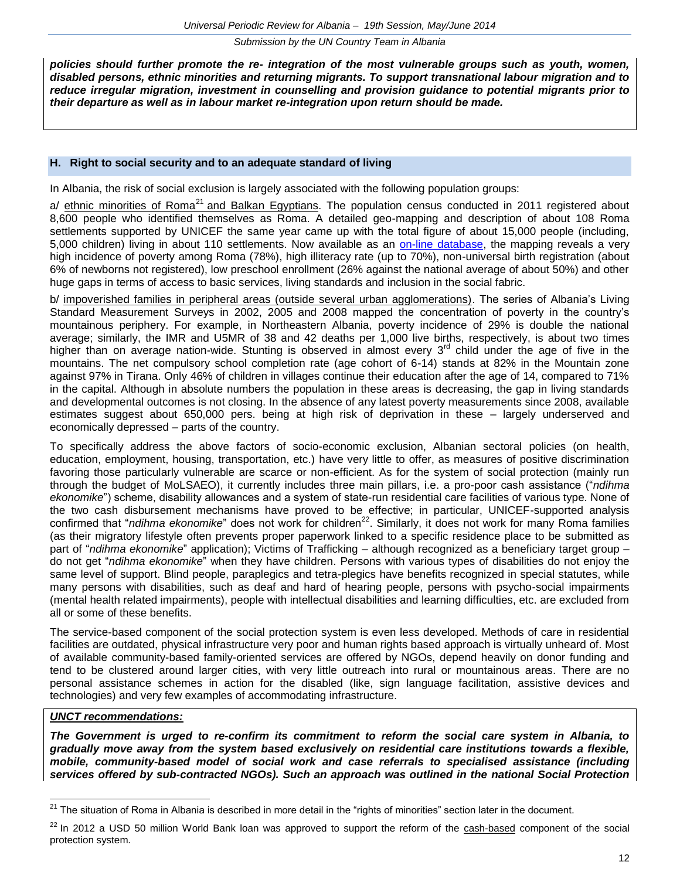***policies should further promote the re- integration of the most vulnerable groups such as youth, women, disabled persons, ethnic minorities and returning migrants. To support transnational labour migration and to reduce irregular migration, investment in counselling and provision guidance to potential migrants prior to their departure as well as in labour market re-integration upon return should be made.***

## H. Right to social security and to an adequate standard of living

In Albania, the risk of social exclusion is largely associated with the following population groups:

a/ ethnic minorities of Roma[21] and Balkan Egyptians. The population census conducted in 2011 registered about 8,600 people who identified themselves as Roma. A detailed geo-mapping and description of about 108 Roma settlements supported by UNICEF the same year came up with the total figure of about 15,000 people (including, 5,000 children) living in about 110 settlements. Now available as an on-line database, the mapping reveals a very high incidence of poverty among Roma (78%), high illiteracy rate (up to 70%), non-universal birth registration (about 6% of newborns not registered), low preschool enrollment (26% against the national average of about 50%) and other huge gaps in terms of access to basic services, living standards and inclusion in the social fabric.

b/ impoverished families in peripheral areas (outside several urban agglomerations). The series of Albania's Living Standard Measurement Surveys in 2002, 2005 and 2008 mapped the concentration of poverty in the country's mountainous periphery. For example, in Northeastern Albania, poverty incidence of 29% is double the national average; similarly, the IMR and U5MR of 38 and 42 deaths per 1,000 live births, respectively, is about two times higher than on average nation-wide. Stunting is observed in almost every 3rd child under the age of five in the mountains. The net compulsory school completion rate (age cohort of 6-14) stands at 82% in the Mountain zone against 97% in Tirana. Only 46% of children in villages continue their education after the age of 14, compared to 71% in the capital. Although in absolute numbers the population in these areas is decreasing, the gap in living standards and developmental outcomes is not closing. In the absence of any latest poverty measurements since 2008, available estimates suggest about 650,000 pers. being at high risk of deprivation in these – largely underserved and economically depressed – parts of the country.

To specifically address the above factors of socio-economic exclusion, Albanian sectoral policies (on health, education, employment, housing, transportation, etc.) have very little to offer, as measures of positive discrimination favoring those particularly vulnerable are scarce or non-efficient. As for the system of social protection (mainly run through the budget of MoLSAEO), it currently includes three main pillars, i.e. a pro-poor cash assistance ("*ndihma ekonomike*") scheme, disability allowances and a system of state-run residential care facilities of various type. None of the two cash disbursement mechanisms have proved to be effective; in particular, UNICEF-supported analysis confirmed that "*ndihma ekonomike*" does not work for children[22]. Similarly, it does not work for many Roma families (as their migratory lifestyle often prevents proper paperwork linked to a specific residence place to be submitted as part of "*ndihma ekonomike*" application); Victims of Trafficking – although recognized as a beneficiary target group – do not get "*ndihma ekonomike*" when they have children. Persons with various types of disabilities do not enjoy the same level of support. Blind people, paraplegics and tetra-plegics have benefits recognized in special statutes, while many persons with disabilities, such as deaf and hard of hearing people, persons with psycho-social impairments (mental health related impairments), people with intellectual disabilities and learning difficulties, etc. are excluded from all or some of these benefits.

The service-based component of the social protection system is even less developed. Methods of care in residential facilities are outdated, physical infrastructure very poor and human rights based approach is virtually unheard of. Most of available community-based family-oriented services are offered by NGOs, depend heavily on donor funding and tend to be clustered around larger cities, with very little outreach into rural or mountainous areas. There are no personal assistance schemes in action for the disabled (like, sign language facilitation, assistive devices and technologies) and very few examples of accommodating infrastructure.

***UNCT recommendations:***

***The Government is urged to re-confirm its commitment to reform the social care system in Albania, to gradually move away from the system based exclusively on residential care institutions towards a flexible, mobile, community-based model of social work and case referrals to specialised assistance (including services offered by sub-contracted NGOs). Such an approach was outlined in the national Social Protection***

---

[21] The situation of Roma in Albania is described in more detail in the "rights of minorities" section later in the document.

[22] In 2012 a USD 50 million World Bank loan was approved to support the reform of the cash-based component of the social protection system.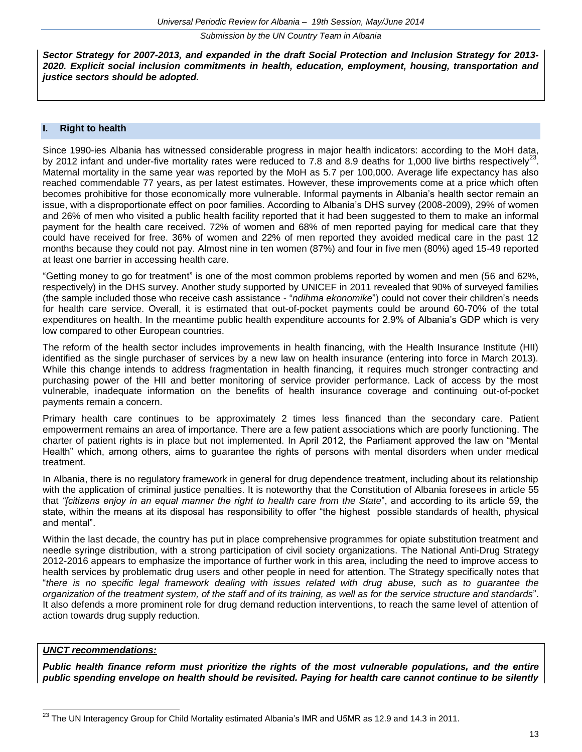***Sector Strategy for 2007-2013, and expanded in the draft Social Protection and Inclusion Strategy for 2013-2020. Explicit social inclusion commitments in health, education, employment, housing, transportation and justice sectors should be adopted.***

## I. Right to health

Since 1990-ies Albania has witnessed considerable progress in major health indicators: according to the MoH data, by 2012 infant and under-five mortality rates were reduced to 7.8 and 8.9 deaths for 1,000 live births respectively[23]. Maternal mortality in the same year was reported by the MoH as 5.7 per 100,000. Average life expectancy has also reached commendable 77 years, as per latest estimates. However, these improvements come at a price which often becomes prohibitive for those economically more vulnerable. Informal payments in Albania's health sector remain an issue, with a disproportionate effect on poor families. According to Albania's DHS survey (2008-2009), 29% of women and 26% of men who visited a public health facility reported that it had been suggested to them to make an informal payment for the health care received. 72% of women and 68% of men reported paying for medical care that they could have received for free. 36% of women and 22% of men reported they avoided medical care in the past 12 months because they could not pay. Almost nine in ten women (87%) and four in five men (80%) aged 15-49 reported at least one barrier in accessing health care.

"Getting money to go for treatment" is one of the most common problems reported by women and men (56 and 62%, respectively) in the DHS survey. Another study supported by UNICEF in 2011 revealed that 90% of surveyed families (the sample included those who receive cash assistance - "*ndihma ekonomike*") could not cover their children's needs for health care service. Overall, it is estimated that out-of-pocket payments could be around 60-70% of the total expenditures on health. In the meantime public health expenditure accounts for 2.9% of Albania's GDP which is very low compared to other European countries.

The reform of the health sector includes improvements in health financing, with the Health Insurance Institute (HII) identified as the single purchaser of services by a new law on health insurance (entering into force in March 2013). While this change intends to address fragmentation in health financing, it requires much stronger contracting and purchasing power of the HII and better monitoring of service provider performance. Lack of access by the most vulnerable, inadequate information on the benefits of health insurance coverage and continuing out-of-pocket payments remain a concern.

Primary health care continues to be approximately 2 times less financed than the secondary care. Patient empowerment remains an area of importance. There are a few patient associations which are poorly functioning. The charter of patient rights is in place but not implemented. In April 2012, the Parliament approved the law on "Mental Health" which, among others, aims to guarantee the rights of persons with mental disorders when under medical treatment.

In Albania, there is no regulatory framework in general for drug dependence treatment, including about its relationship with the application of criminal justice penalties. It is noteworthy that the Constitution of Albania foresees in article 55 that *"[citizens enjoy in an equal manner the right to health care from the State*", and according to its article 59, the state, within the means at its disposal has responsibility to offer "the highest possible standards of health, physical and mental".

Within the last decade, the country has put in place comprehensive programmes for opiate substitution treatment and needle syringe distribution, with a strong participation of civil society organizations. The National Anti-Drug Strategy 2012-2016 appears to emphasize the importance of further work in this area, including the need to improve access to health services by problematic drug users and other people in need for attention. The Strategy specifically notes that "*there is no specific legal framework dealing with issues related with drug abuse, such as to guarantee the organization of the treatment system, of the staff and of its training, as well as for the service structure and standards*". It also defends a more prominent role for drug demand reduction interventions, to reach the same level of attention of action towards drug supply reduction.

***UNCT recommendations:***

***Public health finance reform must prioritize the rights of the most vulnerable populations, and the entire public spending envelope on health should be revisited. Paying for health care cannot continue to be silently***

[23] The UN Interagency Group for Child Mortality estimated Albania's IMR and U5MR as 12.9 and 14.3 in 2011.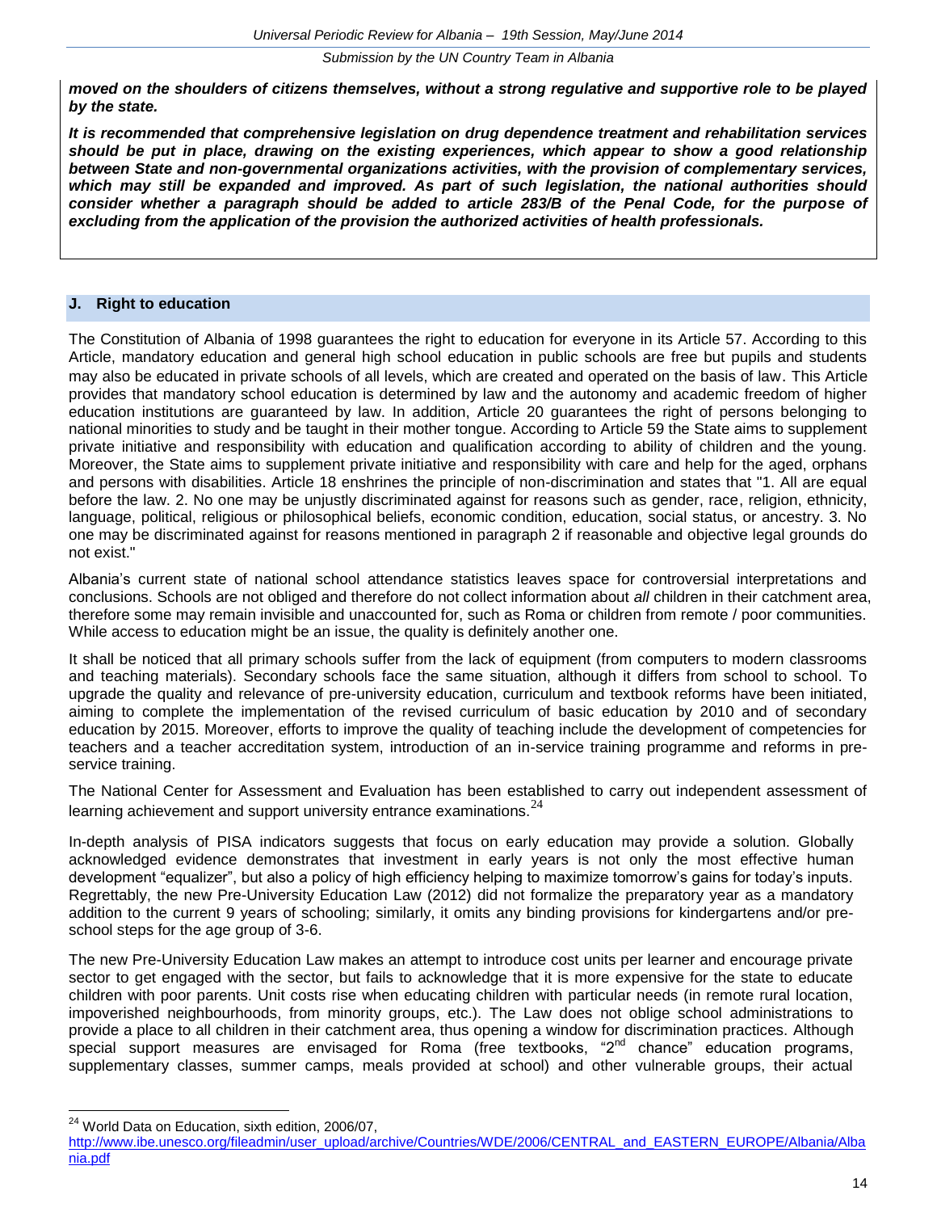***moved on the shoulders of citizens themselves, without a strong regulative and supportive role to be played by the state.***

***It is recommended that comprehensive legislation on drug dependence treatment and rehabilitation services should be put in place, drawing on the existing experiences, which appear to show a good relationship between State and non-governmental organizations activities, with the provision of complementary services, which may still be expanded and improved. As part of such legislation, the national authorities should consider whether a paragraph should be added to article 283/B of the Penal Code, for the purpose of excluding from the application of the provision the authorized activities of health professionals.***

## J. Right to education

The Constitution of Albania of 1998 guarantees the right to education for everyone in its Article 57. According to this Article, mandatory education and general high school education in public schools are free but pupils and students may also be educated in private schools of all levels, which are created and operated on the basis of law. This Article provides that mandatory school education is determined by law and the autonomy and academic freedom of higher education institutions are guaranteed by law. In addition, Article 20 guarantees the right of persons belonging to national minorities to study and be taught in their mother tongue. According to Article 59 the State aims to supplement private initiative and responsibility with education and qualification according to ability of children and the young. Moreover, the State aims to supplement private initiative and responsibility with care and help for the aged, orphans and persons with disabilities. Article 18 enshrines the principle of non-discrimination and states that "1. All are equal before the law. 2. No one may be unjustly discriminated against for reasons such as gender, race, religion, ethnicity, language, political, religious or philosophical beliefs, economic condition, education, social status, or ancestry. 3. No one may be discriminated against for reasons mentioned in paragraph 2 if reasonable and objective legal grounds do not exist."

Albania's current state of national school attendance statistics leaves space for controversial interpretations and conclusions. Schools are not obliged and therefore do not collect information about *all* children in their catchment area, therefore some may remain invisible and unaccounted for, such as Roma or children from remote / poor communities. While access to education might be an issue, the quality is definitely another one.

It shall be noticed that all primary schools suffer from the lack of equipment (from computers to modern classrooms and teaching materials). Secondary schools face the same situation, although it differs from school to school. To upgrade the quality and relevance of pre-university education, curriculum and textbook reforms have been initiated, aiming to complete the implementation of the revised curriculum of basic education by 2010 and of secondary education by 2015. Moreover, efforts to improve the quality of teaching include the development of competencies for teachers and a teacher accreditation system, introduction of an in-service training programme and reforms in pre-service training.

The National Center for Assessment and Evaluation has been established to carry out independent assessment of learning achievement and support university entrance examinations.[24]

In-depth analysis of PISA indicators suggests that focus on early education may provide a solution. Globally acknowledged evidence demonstrates that investment in early years is not only the most effective human development "equalizer", but also a policy of high efficiency helping to maximize tomorrow's gains for today's inputs. Regrettably, the new Pre-University Education Law (2012) did not formalize the preparatory year as a mandatory addition to the current 9 years of schooling; similarly, it omits any binding provisions for kindergartens and/or pre-school steps for the age group of 3-6.

The new Pre-University Education Law makes an attempt to introduce cost units per learner and encourage private sector to get engaged with the sector, but fails to acknowledge that it is more expensive for the state to educate children with poor parents. Unit costs rise when educating children with particular needs (in remote rural location, impoverished neighbourhoods, from minority groups, etc.). The Law does not oblige school administrations to provide a place to all children in their catchment area, thus opening a window for discrimination practices. Although special support measures are envisaged for Roma (free textbooks, "2nd chance" education programs, supplementary classes, summer camps, meals provided at school) and other vulnerable groups, their actual

---

[24] World Data on Education, sixth edition, 2006/07, http://www.ibe.unesco.org/fileadmin/user_upload/archive/Countries/WDE/2006/CENTRAL_and_EASTERN_EUROPE/Albania/Albania.pdf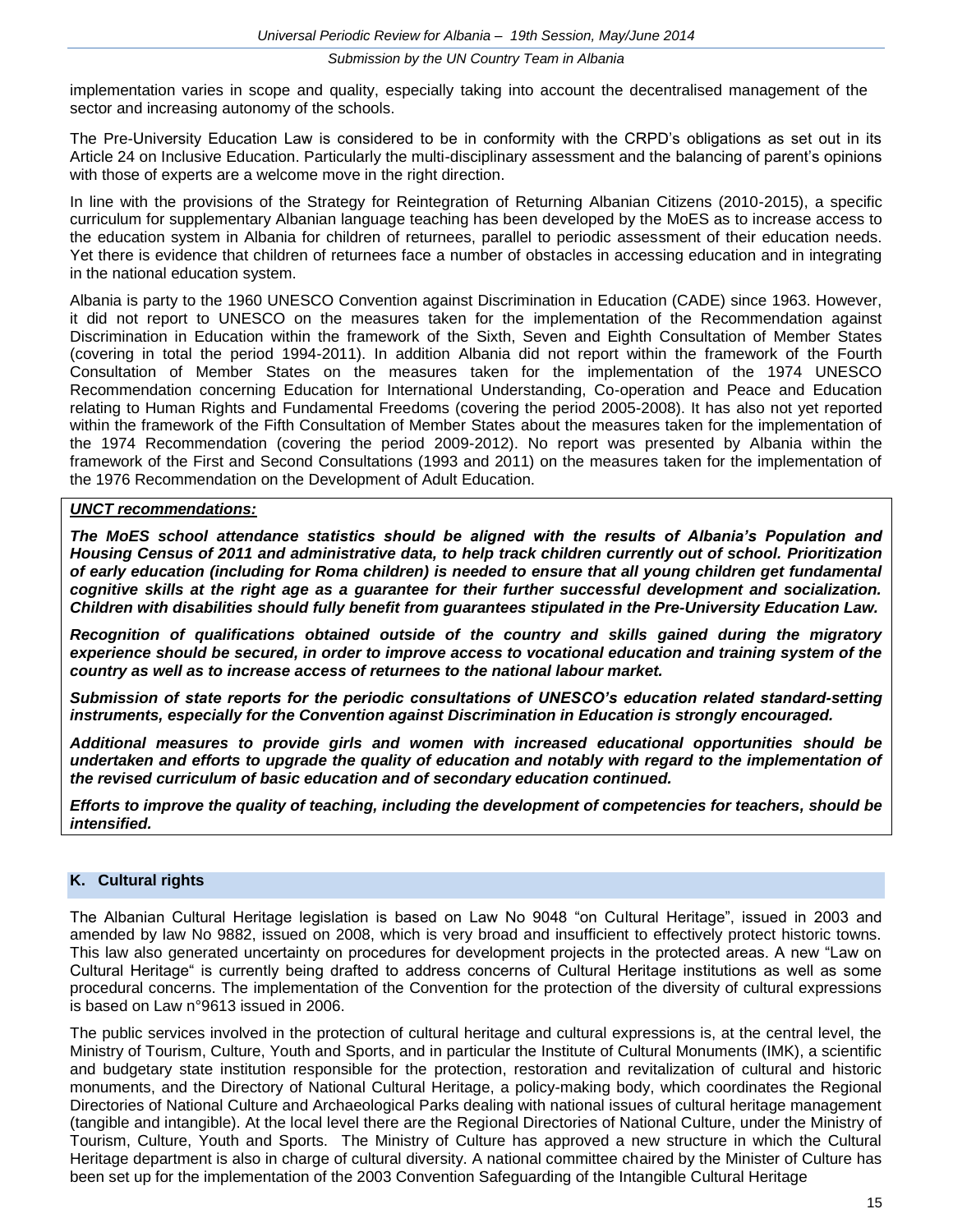implementation varies in scope and quality, especially taking into account the decentralised management of the sector and increasing autonomy of the schools.

The Pre-University Education Law is considered to be in conformity with the CRPD's obligations as set out in its Article 24 on Inclusive Education. Particularly the multi-disciplinary assessment and the balancing of parent's opinions with those of experts are a welcome move in the right direction.

In line with the provisions of the Strategy for Reintegration of Returning Albanian Citizens (2010-2015), a specific curriculum for supplementary Albanian language teaching has been developed by the MoES as to increase access to the education system in Albania for children of returnees, parallel to periodic assessment of their education needs. Yet there is evidence that children of returnees face a number of obstacles in accessing education and in integrating in the national education system.

Albania is party to the 1960 UNESCO Convention against Discrimination in Education (CADE) since 1963. However, it did not report to UNESCO on the measures taken for the implementation of the Recommendation against Discrimination in Education within the framework of the Sixth, Seven and Eighth Consultation of Member States (covering in total the period 1994-2011). In addition Albania did not report within the framework of the Fourth Consultation of Member States on the measures taken for the implementation of the 1974 UNESCO Recommendation concerning Education for International Understanding, Co-operation and Peace and Education relating to Human Rights and Fundamental Freedoms (covering the period 2005-2008). It has also not yet reported within the framework of the Fifth Consultation of Member States about the measures taken for the implementation of the 1974 Recommendation (covering the period 2009-2012). No report was presented by Albania within the framework of the First and Second Consultations (1993 and 2011) on the measures taken for the implementation of the 1976 Recommendation on the Development of Adult Education.

***UNCT recommendations:***

***The MoES school attendance statistics should be aligned with the results of Albania's Population and Housing Census of 2011 and administrative data, to help track children currently out of school. Prioritization of early education (including for Roma children) is needed to ensure that all young children get fundamental cognitive skills at the right age as a guarantee for their further successful development and socialization. Children with disabilities should fully benefit from guarantees stipulated in the Pre-University Education Law.***

***Recognition of qualifications obtained outside of the country and skills gained during the migratory experience should be secured, in order to improve access to vocational education and training system of the country as well as to increase access of returnees to the national labour market.***

***Submission of state reports for the periodic consultations of UNESCO's education related standard-setting instruments, especially for the Convention against Discrimination in Education is strongly encouraged.***

***Additional measures to provide girls and women with increased educational opportunities should be undertaken and efforts to upgrade the quality of education and notably with regard to the implementation of the revised curriculum of basic education and of secondary education continued.***

***Efforts to improve the quality of teaching, including the development of competencies for teachers, should be intensified.***

## K. Cultural rights

The Albanian Cultural Heritage legislation is based on Law No 9048 "on Cultural Heritage", issued in 2003 and amended by law No 9882, issued on 2008, which is very broad and insufficient to effectively protect historic towns. This law also generated uncertainty on procedures for development projects in the protected areas. A new "Law on Cultural Heritage" is currently being drafted to address concerns of Cultural Heritage institutions as well as some procedural concerns. The implementation of the Convention for the protection of the diversity of cultural expressions is based on Law n°9613 issued in 2006.

The public services involved in the protection of cultural heritage and cultural expressions is, at the central level, the Ministry of Tourism, Culture, Youth and Sports, and in particular the Institute of Cultural Monuments (IMK), a scientific and budgetary state institution responsible for the protection, restoration and revitalization of cultural and historic monuments, and the Directory of National Cultural Heritage, a policy-making body, which coordinates the Regional Directories of National Culture and Archaeological Parks dealing with national issues of cultural heritage management (tangible and intangible). At the local level there are the Regional Directories of National Culture, under the Ministry of Tourism, Culture, Youth and Sports. The Ministry of Culture has approved a new structure in which the Cultural Heritage department is also in charge of cultural diversity. A national committee chaired by the Minister of Culture has been set up for the implementation of the 2003 Convention Safeguarding of the Intangible Cultural Heritage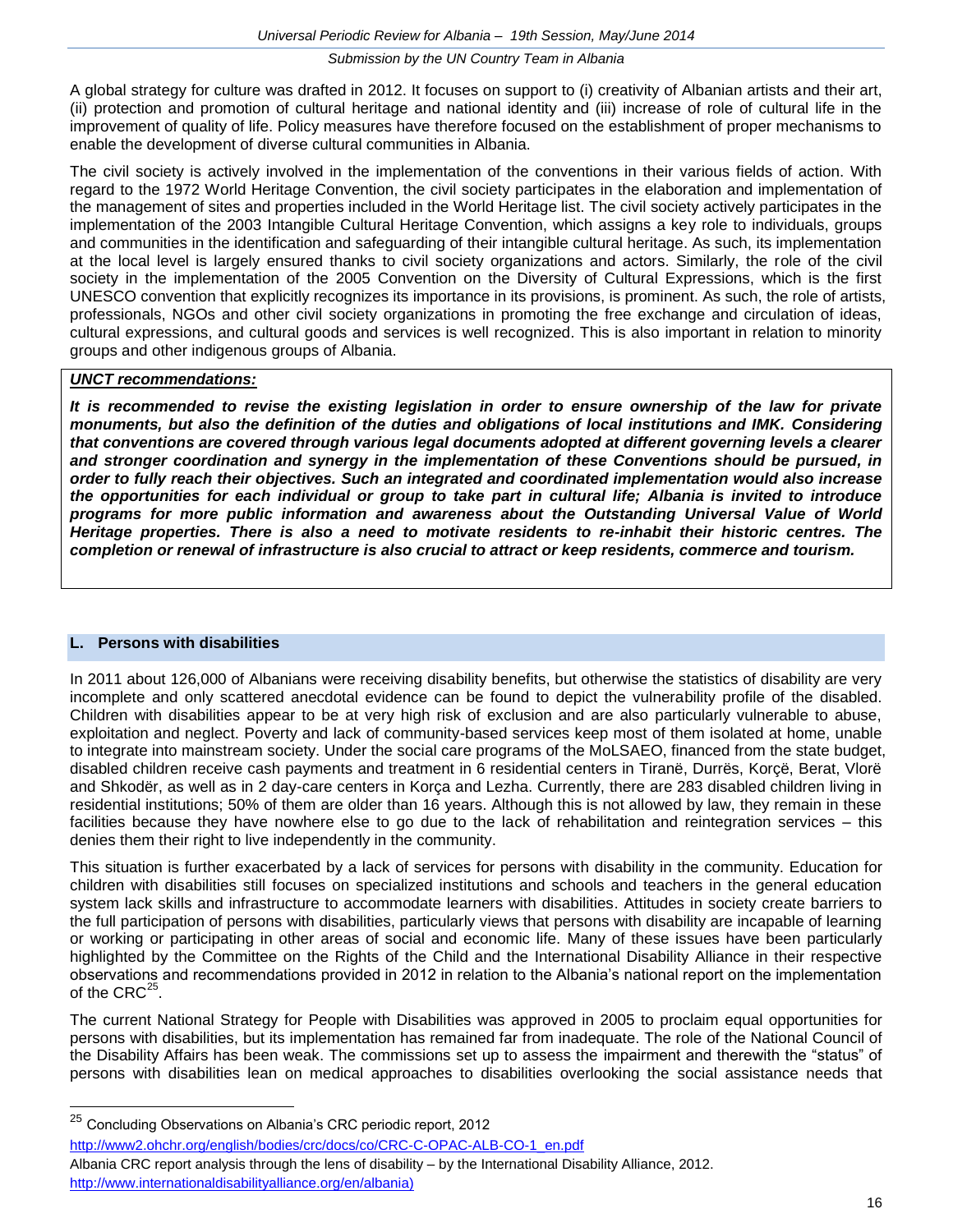A global strategy for culture was drafted in 2012. It focuses on support to (i) creativity of Albanian artists and their art, (ii) protection and promotion of cultural heritage and national identity and (iii) increase of role of cultural life in the improvement of quality of life. Policy measures have therefore focused on the establishment of proper mechanisms to enable the development of diverse cultural communities in Albania.

The civil society is actively involved in the implementation of the conventions in their various fields of action. With regard to the 1972 World Heritage Convention, the civil society participates in the elaboration and implementation of the management of sites and properties included in the World Heritage list. The civil society actively participates in the implementation of the 2003 Intangible Cultural Heritage Convention, which assigns a key role to individuals, groups and communities in the identification and safeguarding of their intangible cultural heritage. As such, its implementation at the local level is largely ensured thanks to civil society organizations and actors. Similarly, the role of the civil society in the implementation of the 2005 Convention on the Diversity of Cultural Expressions, which is the first UNESCO convention that explicitly recognizes its importance in its provisions, is prominent. As such, the role of artists, professionals, NGOs and other civil society organizations in promoting the free exchange and circulation of ideas, cultural expressions, and cultural goods and services is well recognized. This is also important in relation to minority groups and other indigenous groups of Albania.

***UNCT recommendations:***

***It is recommended to revise the existing legislation in order to ensure ownership of the law for private monuments, but also the definition of the duties and obligations of local institutions and IMK. Considering that conventions are covered through various legal documents adopted at different governing levels a clearer and stronger coordination and synergy in the implementation of these Conventions should be pursued, in order to fully reach their objectives. Such an integrated and coordinated implementation would also increase the opportunities for each individual or group to take part in cultural life; Albania is invited to introduce programs for more public information and awareness about the Outstanding Universal Value of World Heritage properties. There is also a need to motivate residents to re-inhabit their historic centres. The completion or renewal of infrastructure is also crucial to attract or keep residents, commerce and tourism.***

## L. Persons with disabilities

In 2011 about 126,000 of Albanians were receiving disability benefits, but otherwise the statistics of disability are very incomplete and only scattered anecdotal evidence can be found to depict the vulnerability profile of the disabled. Children with disabilities appear to be at very high risk of exclusion and are also particularly vulnerable to abuse, exploitation and neglect. Poverty and lack of community-based services keep most of them isolated at home, unable to integrate into mainstream society. Under the social care programs of the MoLSAEO, financed from the state budget, disabled children receive cash payments and treatment in 6 residential centers in Tiranë, Durrës, Korçë, Berat, Vlorë and Shkodër, as well as in 2 day-care centers in Korça and Lezha. Currently, there are 283 disabled children living in residential institutions; 50% of them are older than 16 years. Although this is not allowed by law, they remain in these facilities because they have nowhere else to go due to the lack of rehabilitation and reintegration services – this denies them their right to live independently in the community.

This situation is further exacerbated by a lack of services for persons with disability in the community. Education for children with disabilities still focuses on specialized institutions and schools and teachers in the general education system lack skills and infrastructure to accommodate learners with disabilities. Attitudes in society create barriers to the full participation of persons with disabilities, particularly views that persons with disability are incapable of learning or working or participating in other areas of social and economic life. Many of these issues have been particularly highlighted by the Committee on the Rights of the Child and the International Disability Alliance in their respective observations and recommendations provided in 2012 in relation to the Albania's national report on the implementation of the CRC[25].

The current National Strategy for People with Disabilities was approved in 2005 to proclaim equal opportunities for persons with disabilities, but its implementation has remained far from inadequate. The role of the National Council of the Disability Affairs has been weak. The commissions set up to assess the impairment and therewith the "status" of persons with disabilities lean on medical approaches to disabilities overlooking the social assistance needs that

---

[25] Concluding Observations on Albania's CRC periodic report, 2012
http://www2.ohchr.org/english/bodies/crc/docs/co/CRC-C-OPAC-ALB-CO-1_en.pdf
Albania CRC report analysis through the lens of disability – by the International Disability Alliance, 2012.
http://www.internationaldisabilityalliance.org/en/albania)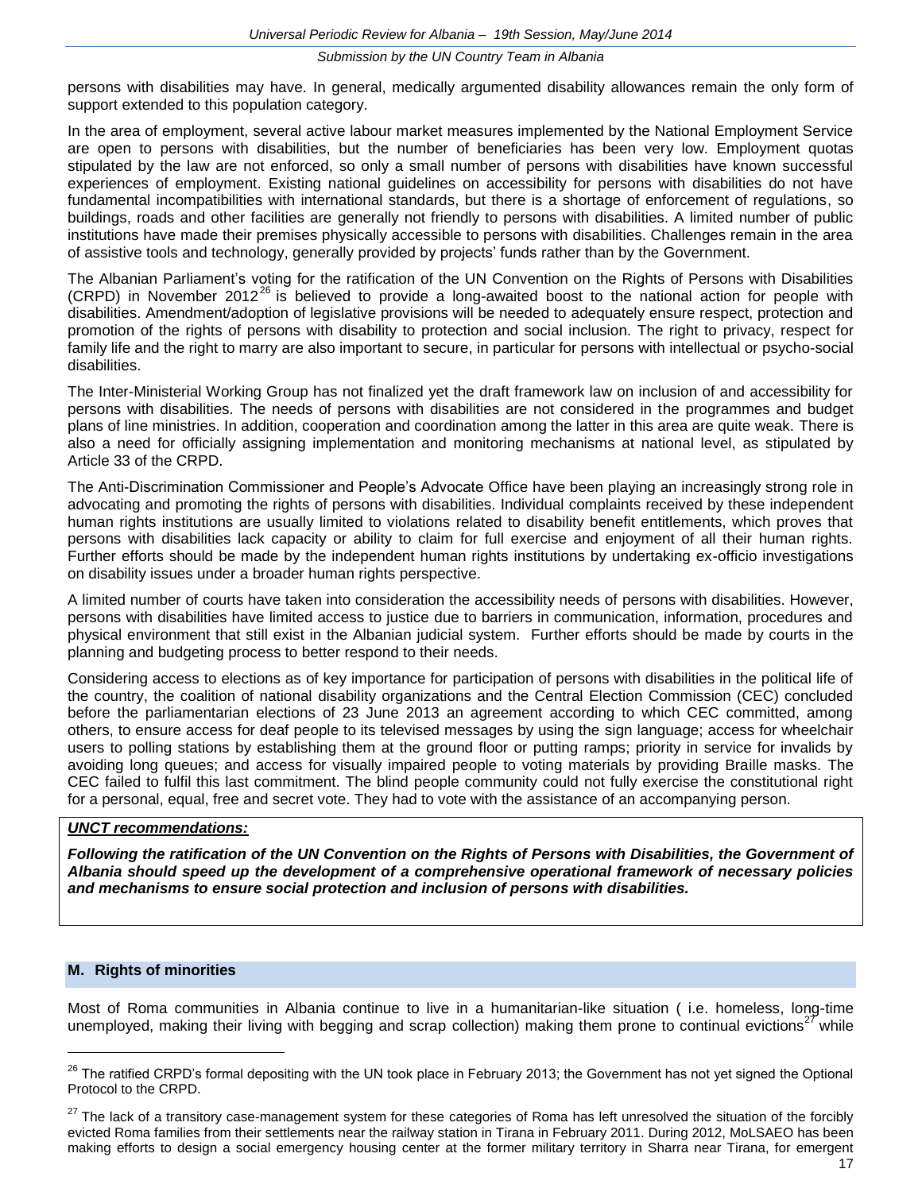persons with disabilities may have. In general, medically argumented disability allowances remain the only form of support extended to this population category.

In the area of employment, several active labour market measures implemented by the National Employment Service are open to persons with disabilities, but the number of beneficiaries has been very low. Employment quotas stipulated by the law are not enforced, so only a small number of persons with disabilities have known successful experiences of employment. Existing national guidelines on accessibility for persons with disabilities do not have fundamental incompatibilities with international standards, but there is a shortage of enforcement of regulations, so buildings, roads and other facilities are generally not friendly to persons with disabilities. A limited number of public institutions have made their premises physically accessible to persons with disabilities. Challenges remain in the area of assistive tools and technology, generally provided by projects' funds rather than by the Government.

The Albanian Parliament's voting for the ratification of the UN Convention on the Rights of Persons with Disabilities (CRPD) in November 2012[26] is believed to provide a long-awaited boost to the national action for people with disabilities. Amendment/adoption of legislative provisions will be needed to adequately ensure respect, protection and promotion of the rights of persons with disability to protection and social inclusion. The right to privacy, respect for family life and the right to marry are also important to secure, in particular for persons with intellectual or psycho-social disabilities.

The Inter-Ministerial Working Group has not finalized yet the draft framework law on inclusion of and accessibility for persons with disabilities. The needs of persons with disabilities are not considered in the programmes and budget plans of line ministries. In addition, cooperation and coordination among the latter in this area are quite weak. There is also a need for officially assigning implementation and monitoring mechanisms at national level, as stipulated by Article 33 of the CRPD.

The Anti-Discrimination Commissioner and People's Advocate Office have been playing an increasingly strong role in advocating and promoting the rights of persons with disabilities. Individual complaints received by these independent human rights institutions are usually limited to violations related to disability benefit entitlements, which proves that persons with disabilities lack capacity or ability to claim for full exercise and enjoyment of all their human rights. Further efforts should be made by the independent human rights institutions by undertaking ex-officio investigations on disability issues under a broader human rights perspective.

A limited number of courts have taken into consideration the accessibility needs of persons with disabilities. However, persons with disabilities have limited access to justice due to barriers in communication, information, procedures and physical environment that still exist in the Albanian judicial system. Further efforts should be made by courts in the planning and budgeting process to better respond to their needs.

Considering access to elections as of key importance for participation of persons with disabilities in the political life of the country, the coalition of national disability organizations and the Central Election Commission (CEC) concluded before the parliamentarian elections of 23 June 2013 an agreement according to which CEC committed, among others, to ensure access for deaf people to its televised messages by using the sign language; access for wheelchair users to polling stations by establishing them at the ground floor or putting ramps; priority in service for invalids by avoiding long queues; and access for visually impaired people to voting materials by providing Braille masks. The CEC failed to fulfil this last commitment. The blind people community could not fully exercise the constitutional right for a personal, equal, free and secret vote. They had to vote with the assistance of an accompanying person.

***UNCT recommendations:***

***Following the ratification of the UN Convention on the Rights of Persons with Disabilities, the Government of Albania should speed up the development of a comprehensive operational framework of necessary policies and mechanisms to ensure social protection and inclusion of persons with disabilities.***

## M. Rights of minorities

Most of Roma communities in Albania continue to live in a humanitarian-like situation ( i.e. homeless, long-time unemployed, making their living with begging and scrap collection) making them prone to continual evictions[27] while

---

[26] The ratified CRPD's formal depositing with the UN took place in February 2013; the Government has not yet signed the Optional Protocol to the CRPD.

[27] The lack of a transitory case-management system for these categories of Roma has left unresolved the situation of the forcibly evicted Roma families from their settlements near the railway station in Tirana in February 2011. During 2012, MoLSAEO has been making efforts to design a social emergency housing center at the former military territory in Sharra near Tirana, for emergent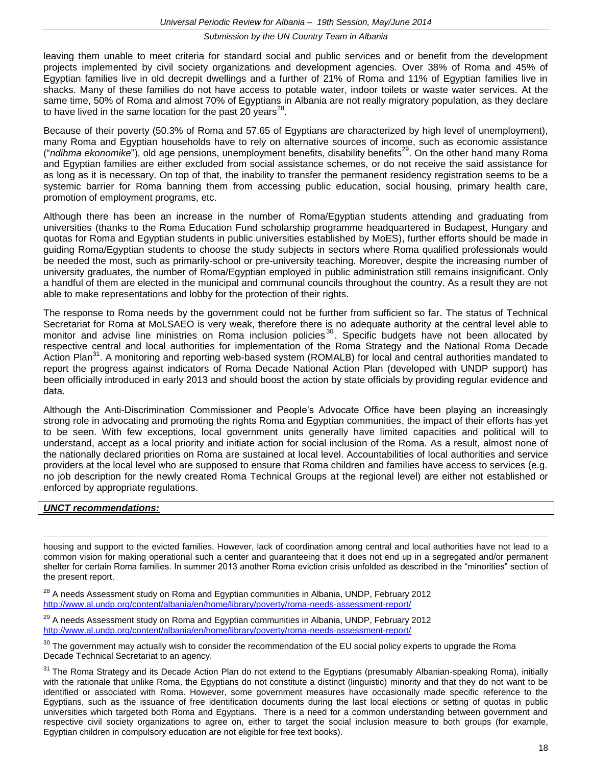leaving them unable to meet criteria for standard social and public services and or benefit from the development projects implemented by civil society organizations and development agencies. Over 38% of Roma and 45% of Egyptian families live in old decrepit dwellings and a further of 21% of Roma and 11% of Egyptian families live in shacks. Many of these families do not have access to potable water, indoor toilets or waste water services. At the same time, 50% of Roma and almost 70% of Egyptians in Albania are not really migratory population, as they declare to have lived in the same location for the past 20 years[28].

Because of their poverty (50.3% of Roma and 57.65 of Egyptians are characterized by high level of unemployment), many Roma and Egyptian households have to rely on alternative sources of income, such as economic assistance ("*ndihma ekonomike*"), old age pensions, unemployment benefits, disability benefits[29]. On the other hand many Roma and Egyptian families are either excluded from social assistance schemes, or do not receive the said assistance for as long as it is necessary. On top of that, the inability to transfer the permanent residency registration seems to be a systemic barrier for Roma banning them from accessing public education, social housing, primary health care, promotion of employment programs, etc.

Although there has been an increase in the number of Roma/Egyptian students attending and graduating from universities (thanks to the Roma Education Fund scholarship programme headquartered in Budapest, Hungary and quotas for Roma and Egyptian students in public universities established by MoES), further efforts should be made in guiding Roma/Egyptian students to choose the study subjects in sectors where Roma qualified professionals would be needed the most, such as primarily-school or pre-university teaching. Moreover, despite the increasing number of university graduates, the number of Roma/Egyptian employed in public administration still remains insignificant. Only a handful of them are elected in the municipal and communal councils throughout the country. As a result they are not able to make representations and lobby for the protection of their rights.

The response to Roma needs by the government could not be further from sufficient so far. The status of Technical Secretariat for Roma at MoLSAEO is very weak, therefore there is no adequate authority at the central level able to monitor and advise line ministries on Roma inclusion policies[30]. Specific budgets have not been allocated by respective central and local authorities for implementation of the Roma Strategy and the National Roma Decade Action Plan[31]. A monitoring and reporting web-based system (ROMALB) for local and central authorities mandated to report the progress against indicators of Roma Decade National Action Plan (developed with UNDP support) has been officially introduced in early 2013 and should boost the action by state officials by providing regular evidence and data.

Although the Anti-Discrimination Commissioner and People's Advocate Office have been playing an increasingly strong role in advocating and promoting the rights Roma and Egyptian communities, the impact of their efforts has yet to be seen. With few exceptions, local government units generally have limited capacities and political will to understand, accept as a local priority and initiate action for social inclusion of the Roma. As a result, almost none of the nationally declared priorities on Roma are sustained at local level. Accountabilities of local authorities and service providers at the local level who are supposed to ensure that Roma children and families have access to services (e.g. no job description for the newly created Roma Technical Groups at the regional level) are either not established or enforced by appropriate regulations.

***UNCT recommendations:***

---

housing and support to the evicted families. However, lack of coordination among central and local authorities have not lead to a common vision for making operational such a center and guaranteeing that it does not end up in a segregated and/or permanent shelter for certain Roma families. In summer 2013 another Roma eviction crisis unfolded as described in the "minorities" section of the present report.

[28] A needs Assessment study on Roma and Egyptian communities in Albania, UNDP, February 2012 http://www.al.undp.org/content/albania/en/home/library/poverty/roma-needs-assessment-report/

[29] A needs Assessment study on Roma and Egyptian communities in Albania, UNDP, February 2012 http://www.al.undp.org/content/albania/en/home/library/poverty/roma-needs-assessment-report/

[30] The government may actually wish to consider the recommendation of the EU social policy experts to upgrade the Roma Decade Technical Secretariat to an agency.

[31] The Roma Strategy and its Decade Action Plan do not extend to the Egyptians (presumably Albanian-speaking Roma), initially with the rationale that unlike Roma, the Egyptians do not constitute a distinct (linguistic) minority and that they do not want to be identified or associated with Roma. However, some government measures have occasionally made specific reference to the Egyptians, such as the issuance of free identification documents during the last local elections or setting of quotas in public universities which targeted both Roma and Egyptians. There is a need for a common understanding between government and respective civil society organizations to agree on, either to target the social inclusion measure to both groups (for example, Egyptian children in compulsory education are not eligible for free text books).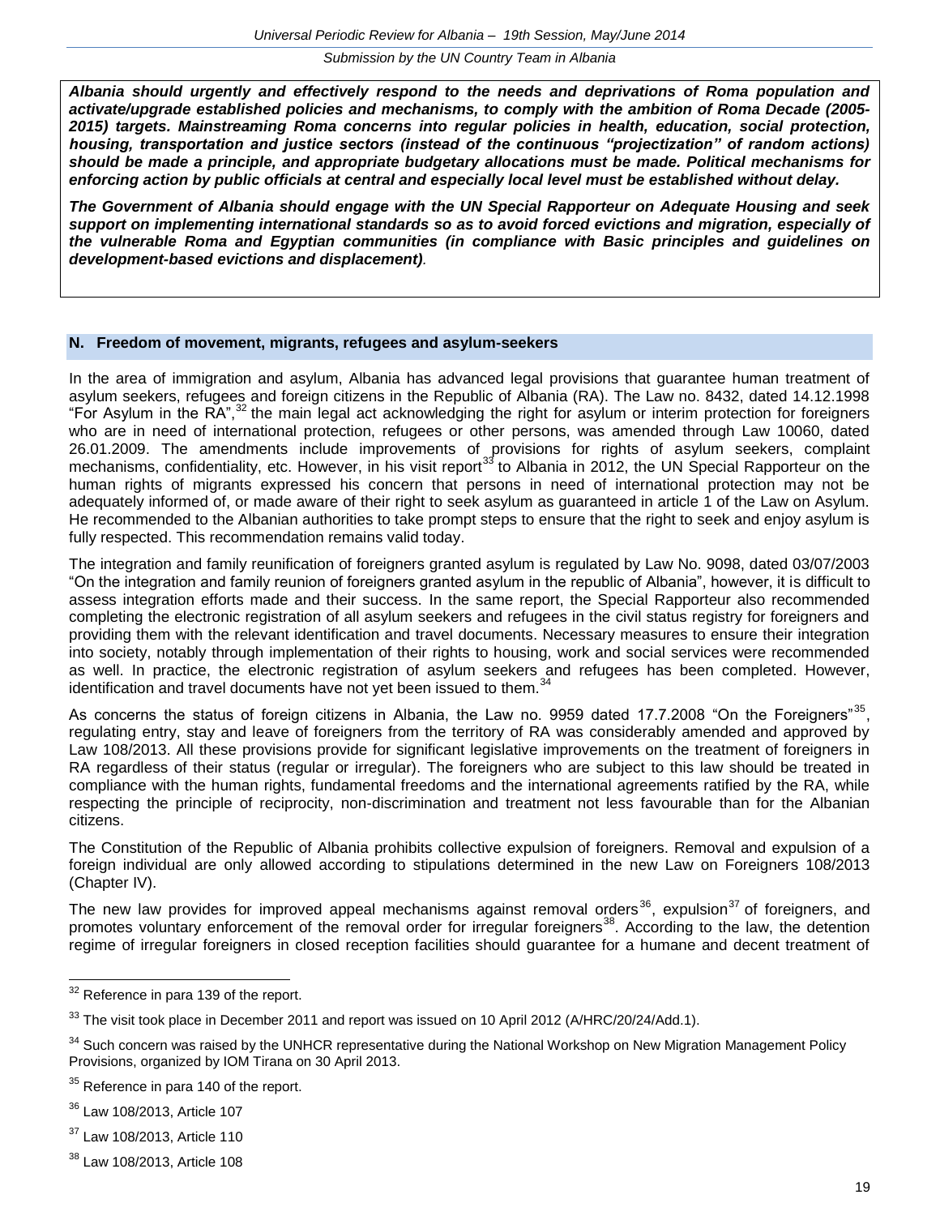***Albania should urgently and effectively respond to the needs and deprivations of Roma population and activate/upgrade established policies and mechanisms, to comply with the ambition of Roma Decade (2005-2015) targets. Mainstreaming Roma concerns into regular policies in health, education, social protection, housing, transportation and justice sectors (instead of the continuous "projectization" of random actions) should be made a principle, and appropriate budgetary allocations must be made. Political mechanisms for enforcing action by public officials at central and especially local level must be established without delay.***

***The Government of Albania should engage with the UN Special Rapporteur on Adequate Housing and seek support on implementing international standards so as to avoid forced evictions and migration, especially of the vulnerable Roma and Egyptian communities (in compliance with Basic principles and guidelines on development-based evictions and displacement).***

## N. Freedom of movement, migrants, refugees and asylum-seekers

In the area of immigration and asylum, Albania has advanced legal provisions that guarantee human treatment of asylum seekers, refugees and foreign citizens in the Republic of Albania (RA). The Law no. 8432, dated 14.12.1998 "For Asylum in the RA",[32] the main legal act acknowledging the right for asylum or interim protection for foreigners who are in need of international protection, refugees or other persons, was amended through Law 10060, dated 26.01.2009. The amendments include improvements of provisions for rights of asylum seekers, complaint mechanisms, confidentiality, etc. However, in his visit report[33] to Albania in 2012, the UN Special Rapporteur on the human rights of migrants expressed his concern that persons in need of international protection may not be adequately informed of, or made aware of their right to seek asylum as guaranteed in article 1 of the Law on Asylum. He recommended to the Albanian authorities to take prompt steps to ensure that the right to seek and enjoy asylum is fully respected. This recommendation remains valid today.

The integration and family reunification of foreigners granted asylum is regulated by Law No. 9098, dated 03/07/2003 "On the integration and family reunion of foreigners granted asylum in the republic of Albania", however, it is difficult to assess integration efforts made and their success. In the same report, the Special Rapporteur also recommended completing the electronic registration of all asylum seekers and refugees in the civil status registry for foreigners and providing them with the relevant identification and travel documents. Necessary measures to ensure their integration into society, notably through implementation of their rights to housing, work and social services were recommended as well. In practice, the electronic registration of asylum seekers and refugees has been completed. However, identification and travel documents have not yet been issued to them.[34]

As concerns the status of foreign citizens in Albania, the Law no. 9959 dated 17.7.2008 "On the Foreigners"[35], regulating entry, stay and leave of foreigners from the territory of RA was considerably amended and approved by Law 108/2013. All these provisions provide for significant legislative improvements on the treatment of foreigners in RA regardless of their status (regular or irregular). The foreigners who are subject to this law should be treated in compliance with the human rights, fundamental freedoms and the international agreements ratified by the RA, while respecting the principle of reciprocity, non-discrimination and treatment not less favourable than for the Albanian citizens.

The Constitution of the Republic of Albania prohibits collective expulsion of foreigners. Removal and expulsion of a foreign individual are only allowed according to stipulations determined in the new Law on Foreigners 108/2013 (Chapter IV).

The new law provides for improved appeal mechanisms against removal orders[36], expulsion[37] of foreigners, and promotes voluntary enforcement of the removal order for irregular foreigners[38]. According to the law, the detention regime of irregular foreigners in closed reception facilities should guarantee for a humane and decent treatment of

---

[32] Reference in para 139 of the report.

[33] The visit took place in December 2011 and report was issued on 10 April 2012 (A/HRC/20/24/Add.1).

[34] Such concern was raised by the UNHCR representative during the National Workshop on New Migration Management Policy Provisions, organized by IOM Tirana on 30 April 2013.

[35] Reference in para 140 of the report.

[36] Law 108/2013, Article 107

[37] Law 108/2013, Article 110

[38] Law 108/2013, Article 108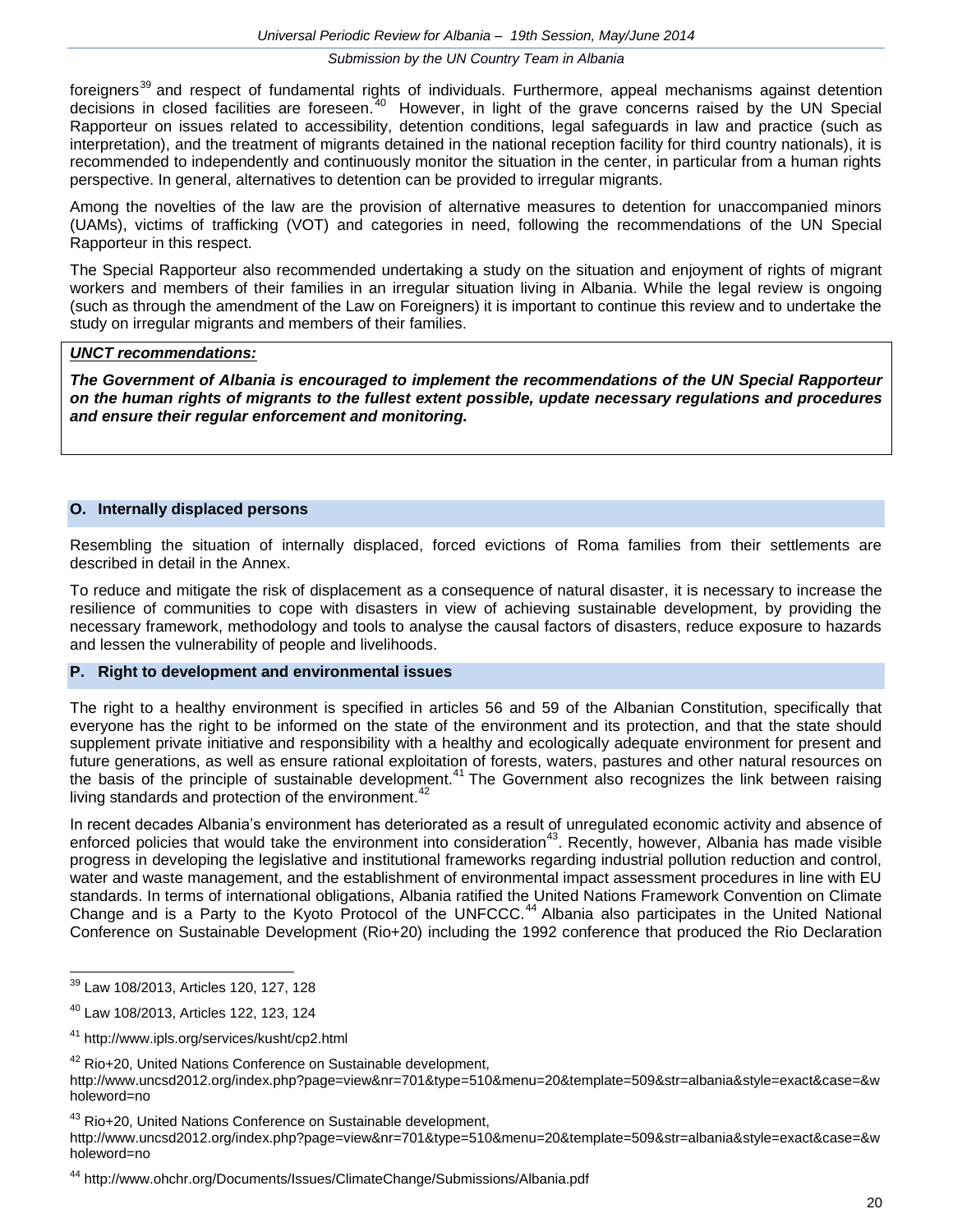foreigners[39] and respect of fundamental rights of individuals. Furthermore, appeal mechanisms against detention decisions in closed facilities are foreseen.[40] However, in light of the grave concerns raised by the UN Special Rapporteur on issues related to accessibility, detention conditions, legal safeguards in law and practice (such as interpretation), and the treatment of migrants detained in the national reception facility for third country nationals), it is recommended to independently and continuously monitor the situation in the center, in particular from a human rights perspective. In general, alternatives to detention can be provided to irregular migrants.

Among the novelties of the law are the provision of alternative measures to detention for unaccompanied minors (UAMs), victims of trafficking (VOT) and categories in need, following the recommendations of the UN Special Rapporteur in this respect.

The Special Rapporteur also recommended undertaking a study on the situation and enjoyment of rights of migrant workers and members of their families in an irregular situation living in Albania. While the legal review is ongoing (such as through the amendment of the Law on Foreigners) it is important to continue this review and to undertake the study on irregular migrants and members of their families.

***UNCT recommendations:***

***The Government of Albania is encouraged to implement the recommendations of the UN Special Rapporteur on the human rights of migrants to the fullest extent possible, update necessary regulations and procedures and ensure their regular enforcement and monitoring.***

## O. Internally displaced persons

Resembling the situation of internally displaced, forced evictions of Roma families from their settlements are described in detail in the Annex.

To reduce and mitigate the risk of displacement as a consequence of natural disaster, it is necessary to increase the resilience of communities to cope with disasters in view of achieving sustainable development, by providing the necessary framework, methodology and tools to analyse the causal factors of disasters, reduce exposure to hazards and lessen the vulnerability of people and livelihoods.

## P. Right to development and environmental issues

The right to a healthy environment is specified in articles 56 and 59 of the Albanian Constitution, specifically that everyone has the right to be informed on the state of the environment and its protection, and that the state should supplement private initiative and responsibility with a healthy and ecologically adequate environment for present and future generations, as well as ensure rational exploitation of forests, waters, pastures and other natural resources on the basis of the principle of sustainable development.[41] The Government also recognizes the link between raising living standards and protection of the environment.[42]

In recent decades Albania's environment has deteriorated as a result of unregulated economic activity and absence of enforced policies that would take the environment into consideration[43]. Recently, however, Albania has made visible progress in developing the legislative and institutional frameworks regarding industrial pollution reduction and control, water and waste management, and the establishment of environmental impact assessment procedures in line with EU standards. In terms of international obligations, Albania ratified the United Nations Framework Convention on Climate Change and is a Party to the Kyoto Protocol of the UNFCCC.[44] Albania also participates in the United National Conference on Sustainable Development (Rio+20) including the 1992 conference that produced the Rio Declaration

---

[39] Law 108/2013, Articles 120, 127, 128

[40] Law 108/2013, Articles 122, 123, 124

[41] http://www.ipls.org/services/kusht/cp2.html

[42] Rio+20, United Nations Conference on Sustainable development, http://www.uncsd2012.org/index.php?page=view&nr=701&type=510&menu=20&template=509&str=albania&style=exact&case=&wholeword=no

[43] Rio+20, United Nations Conference on Sustainable development, http://www.uncsd2012.org/index.php?page=view&nr=701&type=510&menu=20&template=509&str=albania&style=exact&case=&wholeword=no

[44] http://www.ohchr.org/Documents/Issues/ClimateChange/Submissions/Albania.pdf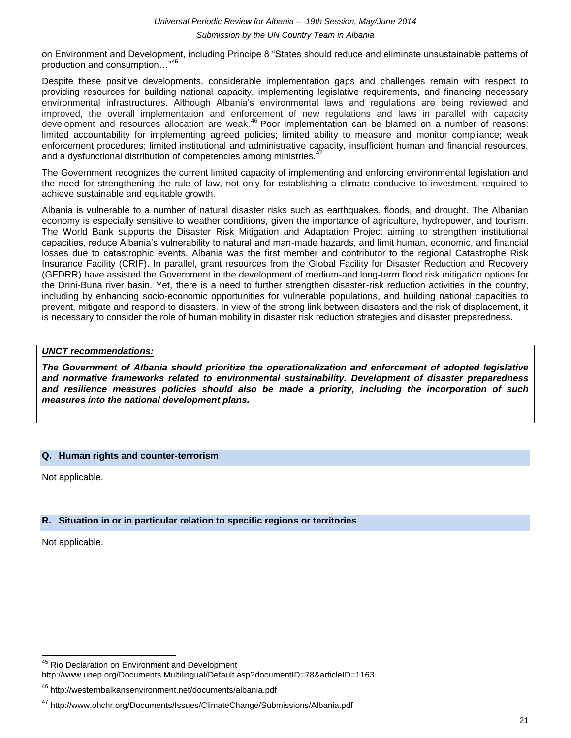on Environment and Development, including Principe 8 "States should reduce and eliminate unsustainable patterns of production and consumption…"[45]

Despite these positive developments, considerable implementation gaps and challenges remain with respect to providing resources for building national capacity, implementing legislative requirements, and financing necessary environmental infrastructures. Although Albania's environmental laws and regulations are being reviewed and improved, the overall implementation and enforcement of new regulations and laws in parallel with capacity development and resources allocation are weak.[46] Poor implementation can be blamed on a number of reasons: limited accountability for implementing agreed policies; limited ability to measure and monitor compliance; weak enforcement procedures; limited institutional and administrative capacity, insufficient human and financial resources, and a dysfunctional distribution of competencies among ministries.[47]

The Government recognizes the current limited capacity of implementing and enforcing environmental legislation and the need for strengthening the rule of law, not only for establishing a climate conducive to investment, required to achieve sustainable and equitable growth.

Albania is vulnerable to a number of natural disaster risks such as earthquakes, floods, and drought. The Albanian economy is especially sensitive to weather conditions, given the importance of agriculture, hydropower, and tourism. The World Bank supports the Disaster Risk Mitigation and Adaptation Project aiming to strengthen institutional capacities, reduce Albania's vulnerability to natural and man-made hazards, and limit human, economic, and financial losses due to catastrophic events. Albania was the first member and contributor to the regional Catastrophe Risk Insurance Facility (CRIF). In parallel, grant resources from the Global Facility for Disaster Reduction and Recovery (GFDRR) have assisted the Government in the development of medium-and long-term flood risk mitigation options for the Drini-Buna river basin. Yet, there is a need to further strengthen disaster-risk reduction activities in the country, including by enhancing socio-economic opportunities for vulnerable populations, and building national capacities to prevent, mitigate and respond to disasters. In view of the strong link between disasters and the risk of displacement, it is necessary to consider the role of human mobility in disaster risk reduction strategies and disaster preparedness.

***UNCT recommendations:***

***The Government of Albania should prioritize the operationalization and enforcement of adopted legislative and normative frameworks related to environmental sustainability. Development of disaster preparedness and resilience measures policies should also be made a priority, including the incorporation of such measures into the national development plans.***

## Q. Human rights and counter-terrorism

Not applicable.

## R. Situation in or in particular relation to specific regions or territories

Not applicable.

---

[45] Rio Declaration on Environment and Development
http://www.unep.org/Documents.Multilingual/Default.asp?documentID=78&articleID=1163

[46] http://westernbalkansenvironment.net/documents/albania.pdf

[47] http://www.ohchr.org/Documents/Issues/ClimateChange/Submissions/Albania.pdf